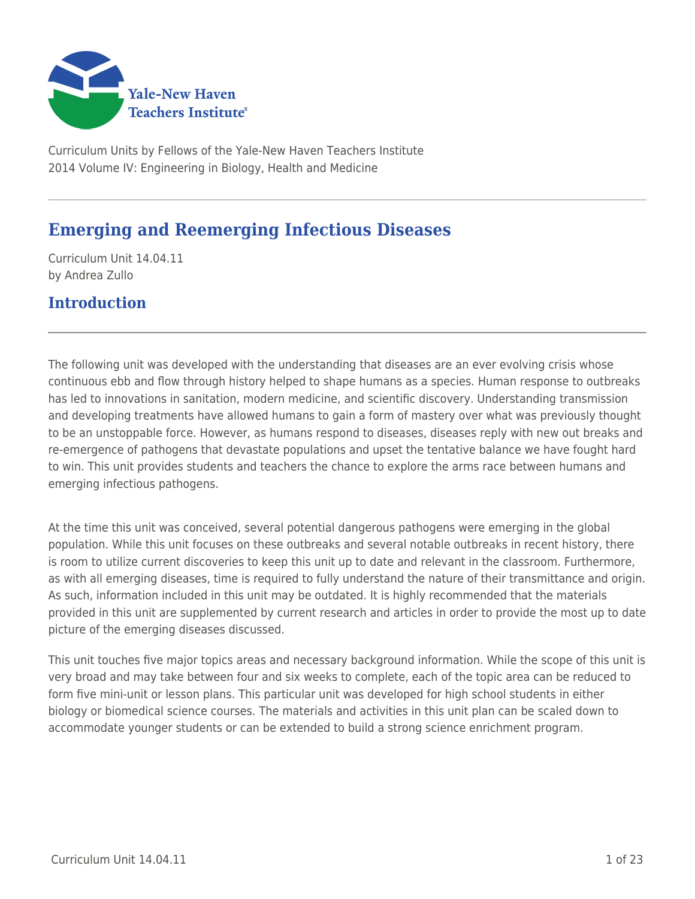Yale-New Haven Teachers Institute

Curriculum Units by Fellows of the Yale-New Haven Teachers Institute
2014 Volume IV: Engineering in Biology, Health and Medicine

# Emerging and Reemerging Infectious Diseases

Curriculum Unit 14.04.11
by Andrea Zullo

## Introduction

The following unit was developed with the understanding that diseases are an ever evolving crisis whose continuous ebb and flow through history helped to shape humans as a species. Human response to outbreaks has led to innovations in sanitation, modern medicine, and scientific discovery. Understanding transmission and developing treatments have allowed humans to gain a form of mastery over what was previously thought to be an unstoppable force. However, as humans respond to diseases, diseases reply with new out breaks and re-emergence of pathogens that devastate populations and upset the tentative balance we have fought hard to win. This unit provides students and teachers the chance to explore the arms race between humans and emerging infectious pathogens.

At the time this unit was conceived, several potential dangerous pathogens were emerging in the global population. While this unit focuses on these outbreaks and several notable outbreaks in recent history, there is room to utilize current discoveries to keep this unit up to date and relevant in the classroom. Furthermore, as with all emerging diseases, time is required to fully understand the nature of their transmittance and origin. As such, information included in this unit may be outdated. It is highly recommended that the materials provided in this unit are supplemented by current research and articles in order to provide the most up to date picture of the emerging diseases discussed.

This unit touches five major topics areas and necessary background information. While the scope of this unit is very broad and may take between four and six weeks to complete, each of the topic area can be reduced to form five mini-unit or lesson plans. This particular unit was developed for high school students in either biology or biomedical science courses. The materials and activities in this unit plan can be scaled down to accommodate younger students or can be extended to build a strong science enrichment program.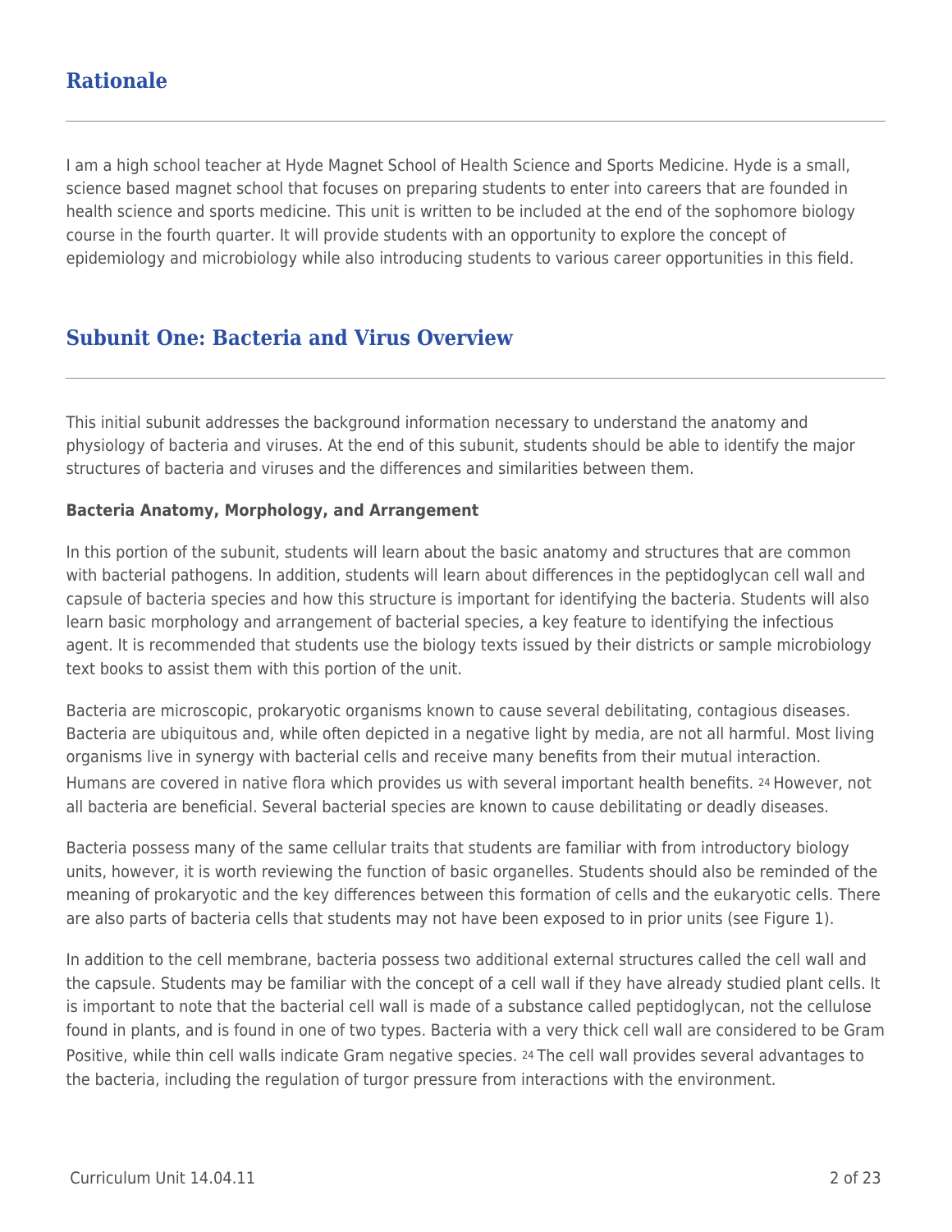## Rationale

I am a high school teacher at Hyde Magnet School of Health Science and Sports Medicine. Hyde is a small, science based magnet school that focuses on preparing students to enter into careers that are founded in health science and sports medicine. This unit is written to be included at the end of the sophomore biology course in the fourth quarter. It will provide students with an opportunity to explore the concept of epidemiology and microbiology while also introducing students to various career opportunities in this field.

## Subunit One: Bacteria and Virus Overview

This initial subunit addresses the background information necessary to understand the anatomy and physiology of bacteria and viruses. At the end of this subunit, students should be able to identify the major structures of bacteria and viruses and the differences and similarities between them.

**Bacteria Anatomy, Morphology, and Arrangement**

In this portion of the subunit, students will learn about the basic anatomy and structures that are common with bacterial pathogens. In addition, students will learn about differences in the peptidoglycan cell wall and capsule of bacteria species and how this structure is important for identifying the bacteria. Students will also learn basic morphology and arrangement of bacterial species, a key feature to identifying the infectious agent. It is recommended that students use the biology texts issued by their districts or sample microbiology text books to assist them with this portion of the unit.

Bacteria are microscopic, prokaryotic organisms known to cause several debilitating, contagious diseases. Bacteria are ubiquitous and, while often depicted in a negative light by media, are not all harmful. Most living organisms live in synergy with bacterial cells and receive many benefits from their mutual interaction. Humans are covered in native flora which provides us with several important health benefits. [24] However, not all bacteria are beneficial. Several bacterial species are known to cause debilitating or deadly diseases.

Bacteria possess many of the same cellular traits that students are familiar with from introductory biology units, however, it is worth reviewing the function of basic organelles. Students should also be reminded of the meaning of prokaryotic and the key differences between this formation of cells and the eukaryotic cells. There are also parts of bacteria cells that students may not have been exposed to in prior units (see Figure 1).

In addition to the cell membrane, bacteria possess two additional external structures called the cell wall and the capsule. Students may be familiar with the concept of a cell wall if they have already studied plant cells. It is important to note that the bacterial cell wall is made of a substance called peptidoglycan, not the cellulose found in plants, and is found in one of two types. Bacteria with a very thick cell wall are considered to be Gram Positive, while thin cell walls indicate Gram negative species. [24] The cell wall provides several advantages to the bacteria, including the regulation of turgor pressure from interactions with the environment.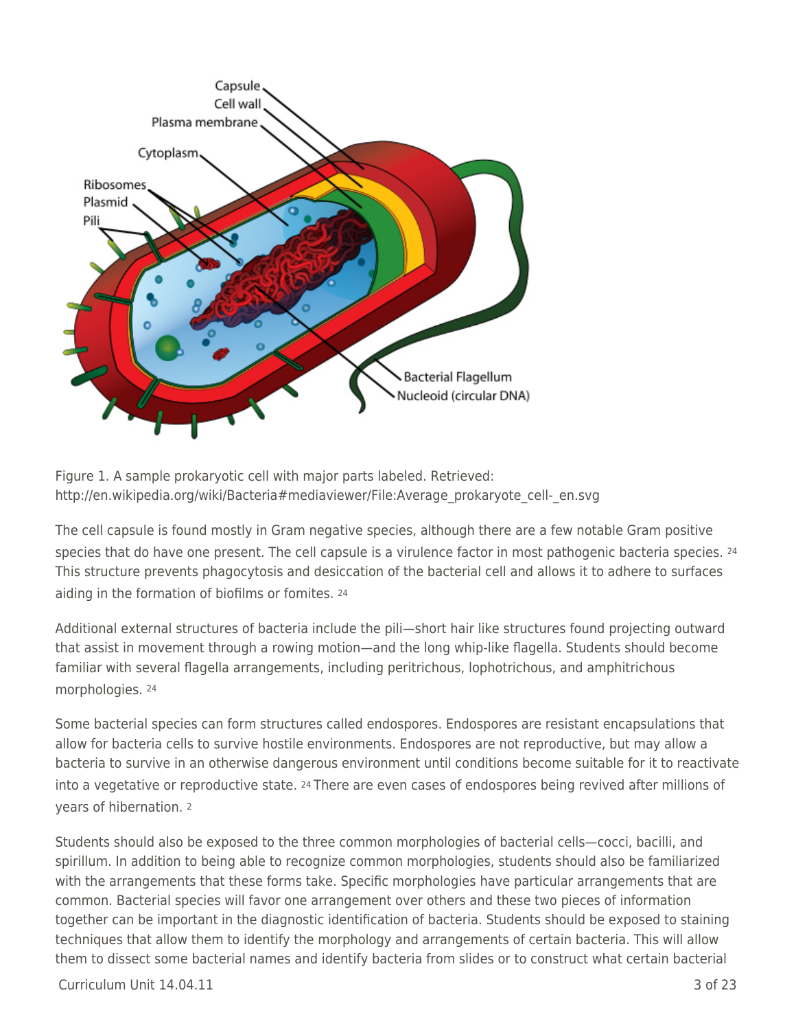Figure 1. A sample prokaryotic cell with major parts labeled. Retrieved: http://en.wikipedia.org/wiki/Bacteria#mediaviewer/File:Average_prokaryote_cell-_en.svg

The cell capsule is found mostly in Gram negative species, although there are a few notable Gram positive species that do have one present. The cell capsule is a virulence factor in most pathogenic bacteria species. [24] This structure prevents phagocytosis and desiccation of the bacterial cell and allows it to adhere to surfaces aiding in the formation of biofilms or fomites. [24]

Additional external structures of bacteria include the pili—short hair like structures found projecting outward that assist in movement through a rowing motion—and the long whip-like flagella. Students should become familiar with several flagella arrangements, including peritrichous, lophotrichous, and amphitrichous morphologies. [24]

Some bacterial species can form structures called endospores. Endospores are resistant encapsulations that allow for bacteria cells to survive hostile environments. Endospores are not reproductive, but may allow a bacteria to survive in an otherwise dangerous environment until conditions become suitable for it to reactivate into a vegetative or reproductive state. [24] There are even cases of endospores being revived after millions of years of hibernation. [2]

Students should also be exposed to the three common morphologies of bacterial cells—cocci, bacilli, and spirillum. In addition to being able to recognize common morphologies, students should also be familiarized with the arrangements that these forms take. Specific morphologies have particular arrangements that are common. Bacterial species will favor one arrangement over others and these two pieces of information together can be important in the diagnostic identification of bacteria. Students should be exposed to staining techniques that allow them to identify the morphology and arrangements of certain bacteria. This will allow them to dissect some bacterial names and identify bacteria from slides or to construct what certain bacterial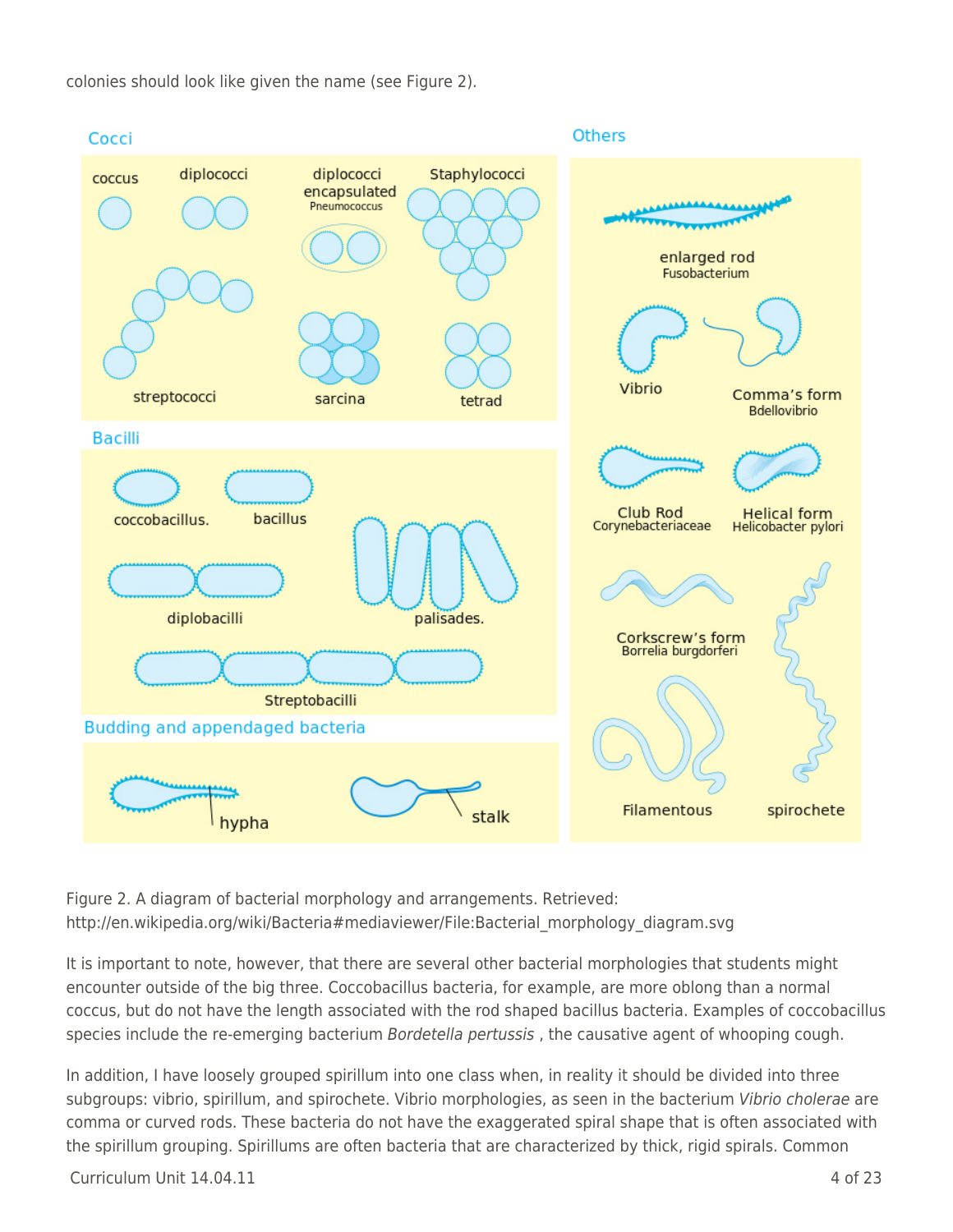colonies should look like given the name (see Figure 2).

Figure 2. A diagram of bacterial morphology and arrangements. Retrieved: http://en.wikipedia.org/wiki/Bacteria#mediaviewer/File:Bacterial_morphology_diagram.svg

It is important to note, however, that there are several other bacterial morphologies that students might encounter outside of the big three. Coccobacillus bacteria, for example, are more oblong than a normal coccus, but do not have the length associated with the rod shaped bacillus bacteria. Examples of coccobacillus species include the re-emerging bacterium *Bordetella pertussis* , the causative agent of whooping cough.

In addition, I have loosely grouped spirillum into one class when, in reality it should be divided into three subgroups: vibrio, spirillum, and spirochete. Vibrio morphologies, as seen in the bacterium *Vibrio cholerae* are comma or curved rods. These bacteria do not have the exaggerated spiral shape that is often associated with the spirillum grouping. Spirillums are often bacteria that are characterized by thick, rigid spirals. Common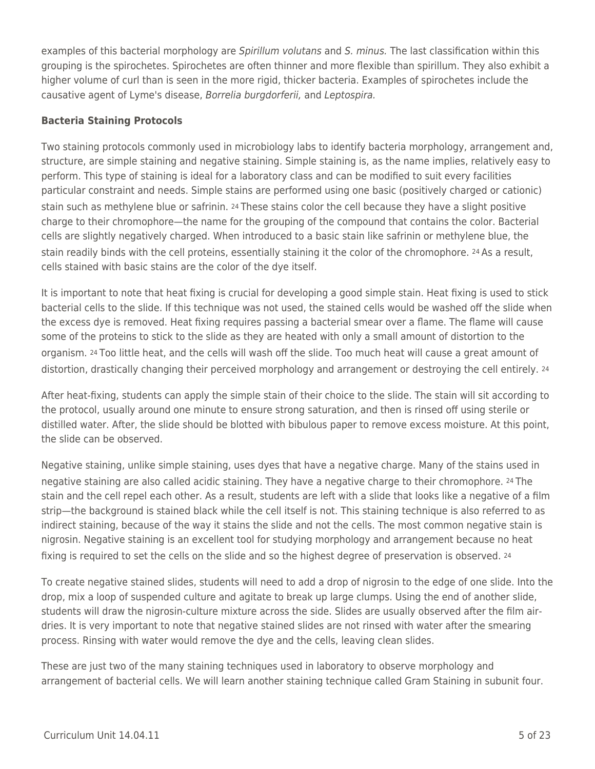examples of this bacterial morphology are *Spirillum volutans* and *S. minus.* The last classification within this grouping is the spirochetes. Spirochetes are often thinner and more flexible than spirillum. They also exhibit a higher volume of curl than is seen in the more rigid, thicker bacteria. Examples of spirochetes include the causative agent of Lyme's disease, *Borrelia burgdorferii,* and *Leptospira.*

**Bacteria Staining Protocols**

Two staining protocols commonly used in microbiology labs to identify bacteria morphology, arrangement and, structure, are simple staining and negative staining. Simple staining is, as the name implies, relatively easy to perform. This type of staining is ideal for a laboratory class and can be modified to suit every facilities particular constraint and needs. Simple stains are performed using one basic (positively charged or cationic) stain such as methylene blue or safrinin. [24] These stains color the cell because they have a slight positive charge to their chromophore—the name for the grouping of the compound that contains the color. Bacterial cells are slightly negatively charged. When introduced to a basic stain like safrinin or methylene blue, the stain readily binds with the cell proteins, essentially staining it the color of the chromophore. [24] As a result, cells stained with basic stains are the color of the dye itself.

It is important to note that heat fixing is crucial for developing a good simple stain. Heat fixing is used to stick bacterial cells to the slide. If this technique was not used, the stained cells would be washed off the slide when the excess dye is removed. Heat fixing requires passing a bacterial smear over a flame. The flame will cause some of the proteins to stick to the slide as they are heated with only a small amount of distortion to the organism. [24] Too little heat, and the cells will wash off the slide. Too much heat will cause a great amount of distortion, drastically changing their perceived morphology and arrangement or destroying the cell entirely. [24]

After heat-fixing, students can apply the simple stain of their choice to the slide. The stain will sit according to the protocol, usually around one minute to ensure strong saturation, and then is rinsed off using sterile or distilled water. After, the slide should be blotted with bibulous paper to remove excess moisture. At this point, the slide can be observed.

Negative staining, unlike simple staining, uses dyes that have a negative charge. Many of the stains used in negative staining are also called acidic staining. They have a negative charge to their chromophore. [24] The stain and the cell repel each other. As a result, students are left with a slide that looks like a negative of a film strip—the background is stained black while the cell itself is not. This staining technique is also referred to as indirect staining, because of the way it stains the slide and not the cells. The most common negative stain is nigrosin. Negative staining is an excellent tool for studying morphology and arrangement because no heat fixing is required to set the cells on the slide and so the highest degree of preservation is observed. [24]

To create negative stained slides, students will need to add a drop of nigrosin to the edge of one slide. Into the drop, mix a loop of suspended culture and agitate to break up large clumps. Using the end of another slide, students will draw the nigrosin-culture mixture across the side. Slides are usually observed after the film air-dries. It is very important to note that negative stained slides are not rinsed with water after the smearing process. Rinsing with water would remove the dye and the cells, leaving clean slides.

These are just two of the many staining techniques used in laboratory to observe morphology and arrangement of bacterial cells. We will learn another staining technique called Gram Staining in subunit four.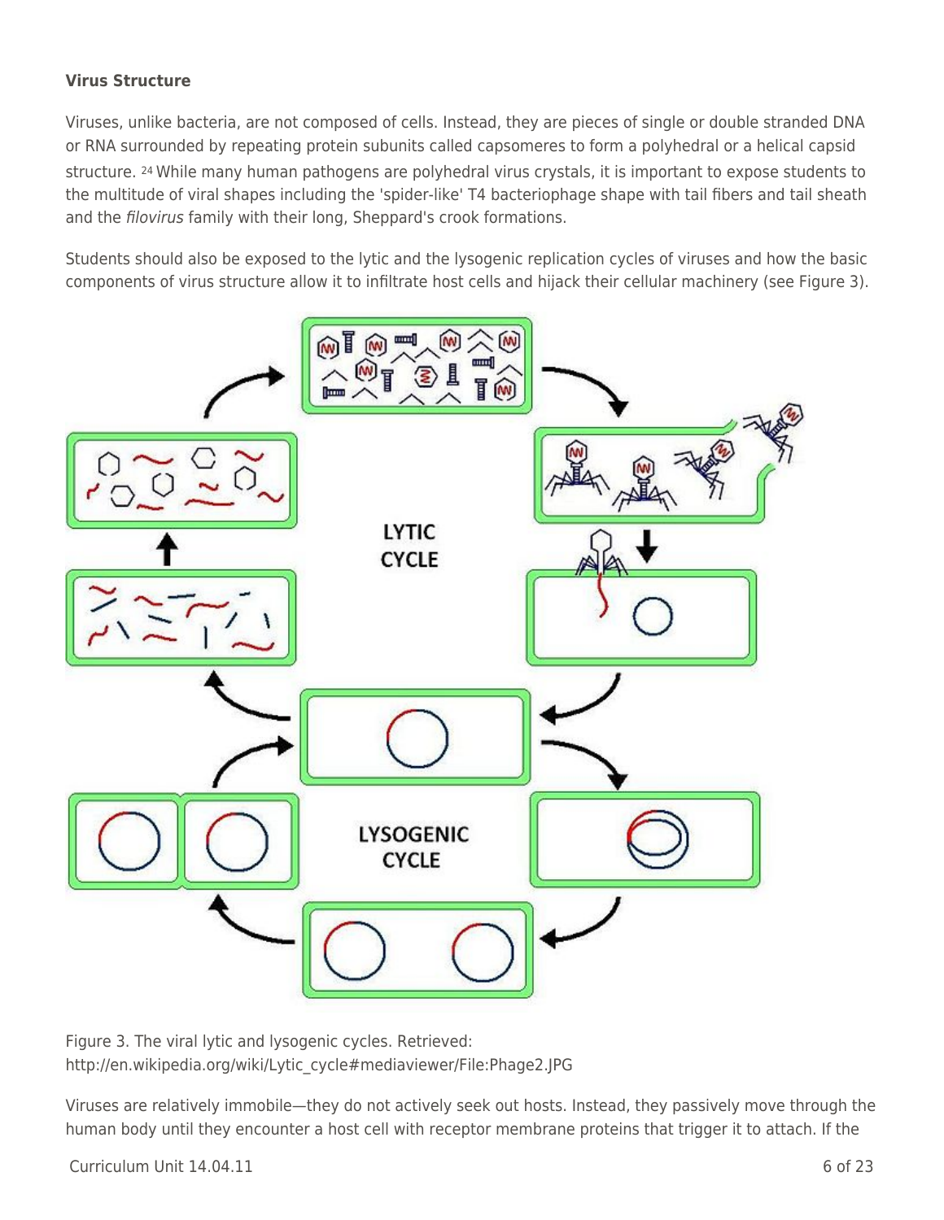**Virus Structure**

Viruses, unlike bacteria, are not composed of cells. Instead, they are pieces of single or double stranded DNA or RNA surrounded by repeating protein subunits called capsomeres to form a polyhedral or a helical capsid structure. [24] While many human pathogens are polyhedral virus crystals, it is important to expose students to the multitude of viral shapes including the 'spider-like' T4 bacteriophage shape with tail fibers and tail sheath and the *filovirus* family with their long, Sheppard's crook formations.

Students should also be exposed to the lytic and the lysogenic replication cycles of viruses and how the basic components of virus structure allow it to infiltrate host cells and hijack their cellular machinery (see Figure 3).

Figure 3. The viral lytic and lysogenic cycles. Retrieved: http://en.wikipedia.org/wiki/Lytic_cycle#mediaviewer/File:Phage2.JPG

Viruses are relatively immobile—they do not actively seek out hosts. Instead, they passively move through the human body until they encounter a host cell with receptor membrane proteins that trigger it to attach. If the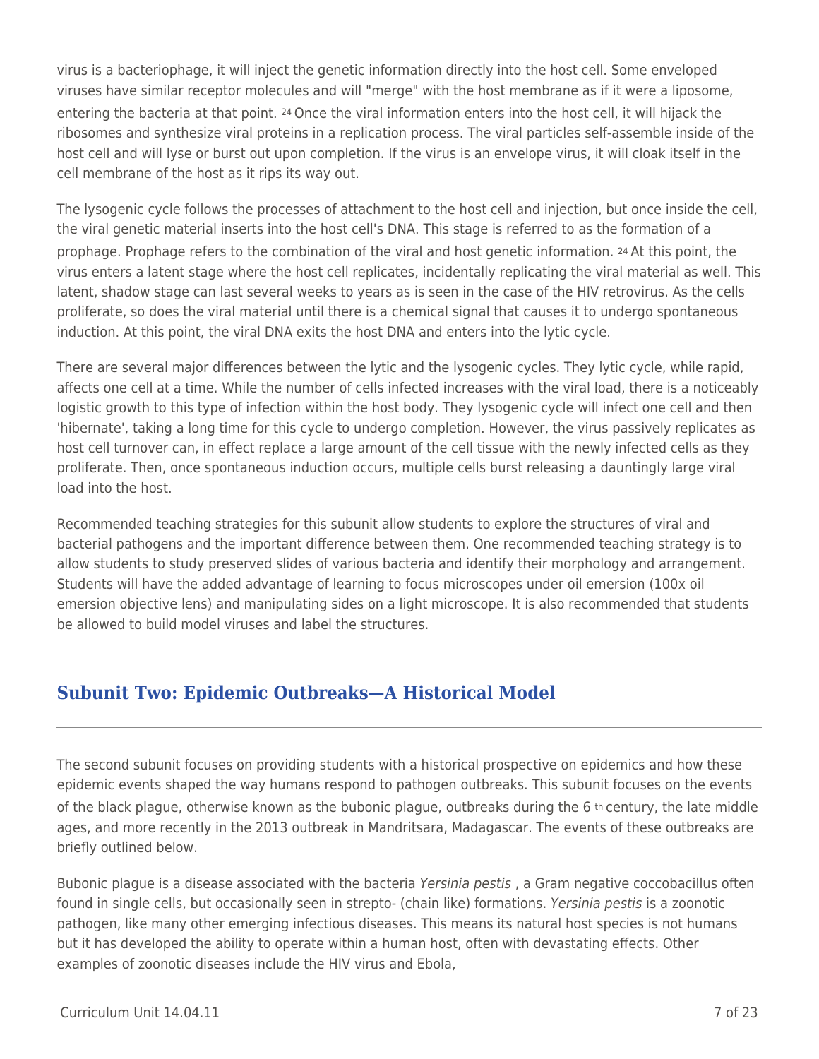virus is a bacteriophage, it will inject the genetic information directly into the host cell. Some enveloped viruses have similar receptor molecules and will "merge" with the host membrane as if it were a liposome, entering the bacteria at that point. [24] Once the viral information enters into the host cell, it will hijack the ribosomes and synthesize viral proteins in a replication process. The viral particles self-assemble inside of the host cell and will lyse or burst out upon completion. If the virus is an envelope virus, it will cloak itself in the cell membrane of the host as it rips its way out.

The lysogenic cycle follows the processes of attachment to the host cell and injection, but once inside the cell, the viral genetic material inserts into the host cell's DNA. This stage is referred to as the formation of a prophage. Prophage refers to the combination of the viral and host genetic information. [24] At this point, the virus enters a latent stage where the host cell replicates, incidentally replicating the viral material as well. This latent, shadow stage can last several weeks to years as is seen in the case of the HIV retrovirus. As the cells proliferate, so does the viral material until there is a chemical signal that causes it to undergo spontaneous induction. At this point, the viral DNA exits the host DNA and enters into the lytic cycle.

There are several major differences between the lytic and the lysogenic cycles. They lytic cycle, while rapid, affects one cell at a time. While the number of cells infected increases with the viral load, there is a noticeably logistic growth to this type of infection within the host body. They lysogenic cycle will infect one cell and then 'hibernate', taking a long time for this cycle to undergo completion. However, the virus passively replicates as host cell turnover can, in effect replace a large amount of the cell tissue with the newly infected cells as they proliferate. Then, once spontaneous induction occurs, multiple cells burst releasing a dauntingly large viral load into the host.

Recommended teaching strategies for this subunit allow students to explore the structures of viral and bacterial pathogens and the important difference between them. One recommended teaching strategy is to allow students to study preserved slides of various bacteria and identify their morphology and arrangement. Students will have the added advantage of learning to focus microscopes under oil emersion (100x oil emersion objective lens) and manipulating sides on a light microscope. It is also recommended that students be allowed to build model viruses and label the structures.

## Subunit Two: Epidemic Outbreaks—A Historical Model

The second subunit focuses on providing students with a historical prospective on epidemics and how these epidemic events shaped the way humans respond to pathogen outbreaks. This subunit focuses on the events of the black plague, otherwise known as the bubonic plague, outbreaks during the 6 th century, the late middle ages, and more recently in the 2013 outbreak in Mandritsara, Madagascar. The events of these outbreaks are briefly outlined below.

Bubonic plague is a disease associated with the bacteria *Yersinia pestis* , a Gram negative coccobacillus often found in single cells, but occasionally seen in strepto- (chain like) formations. *Yersinia pestis* is a zoonotic pathogen, like many other emerging infectious diseases. This means its natural host species is not humans but it has developed the ability to operate within a human host, often with devastating effects. Other examples of zoonotic diseases include the HIV virus and Ebola,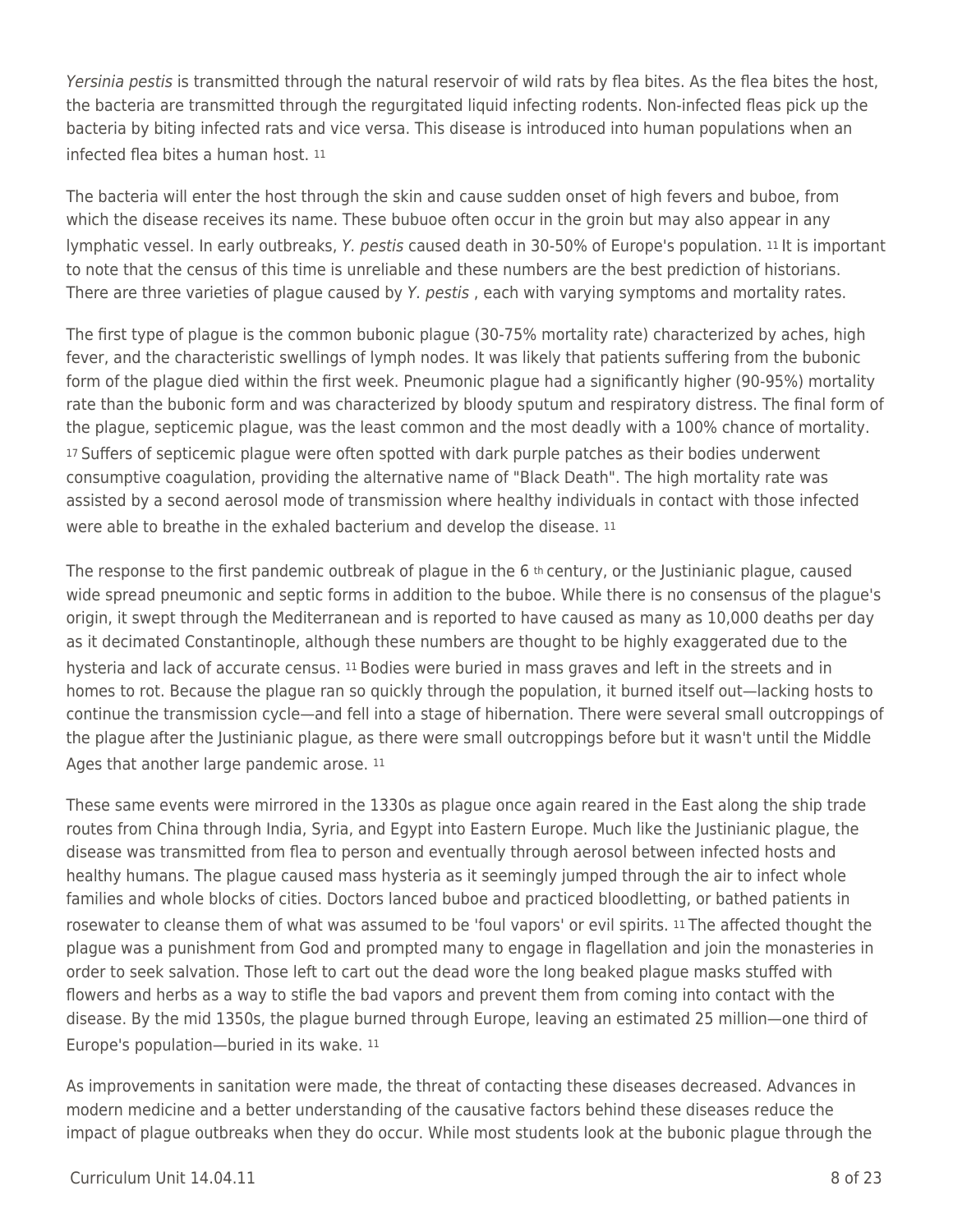*Yersinia pestis* is transmitted through the natural reservoir of wild rats by flea bites. As the flea bites the host, the bacteria are transmitted through the regurgitated liquid infecting rodents. Non-infected fleas pick up the bacteria by biting infected rats and vice versa. This disease is introduced into human populations when an infected flea bites a human host. [11]

The bacteria will enter the host through the skin and cause sudden onset of high fevers and buboe, from which the disease receives its name. These bubuoe often occur in the groin but may also appear in any lymphatic vessel. In early outbreaks, *Y. pestis* caused death in 30-50% of Europe's population. [11] It is important to note that the census of this time is unreliable and these numbers are the best prediction of historians. There are three varieties of plague caused by *Y. pestis* , each with varying symptoms and mortality rates.

The first type of plague is the common bubonic plague (30-75% mortality rate) characterized by aches, high fever, and the characteristic swellings of lymph nodes. It was likely that patients suffering from the bubonic form of the plague died within the first week. Pneumonic plague had a significantly higher (90-95%) mortality rate than the bubonic form and was characterized by bloody sputum and respiratory distress. The final form of the plague, septicemic plague, was the least common and the most deadly with a 100% chance of mortality. [17] Suffers of septicemic plague were often spotted with dark purple patches as their bodies underwent consumptive coagulation, providing the alternative name of "Black Death". The high mortality rate was assisted by a second aerosol mode of transmission where healthy individuals in contact with those infected were able to breathe in the exhaled bacterium and develop the disease. [11]

The response to the first pandemic outbreak of plague in the 6 th century, or the Justinianic plague, caused wide spread pneumonic and septic forms in addition to the buboe. While there is no consensus of the plague's origin, it swept through the Mediterranean and is reported to have caused as many as 10,000 deaths per day as it decimated Constantinople, although these numbers are thought to be highly exaggerated due to the hysteria and lack of accurate census. [11] Bodies were buried in mass graves and left in the streets and in homes to rot. Because the plague ran so quickly through the population, it burned itself out—lacking hosts to continue the transmission cycle—and fell into a stage of hibernation. There were several small outcroppings of the plague after the Justinianic plague, as there were small outcroppings before but it wasn't until the Middle Ages that another large pandemic arose. [11]

These same events were mirrored in the 1330s as plague once again reared in the East along the ship trade routes from China through India, Syria, and Egypt into Eastern Europe. Much like the Justinianic plague, the disease was transmitted from flea to person and eventually through aerosol between infected hosts and healthy humans. The plague caused mass hysteria as it seemingly jumped through the air to infect whole families and whole blocks of cities. Doctors lanced buboe and practiced bloodletting, or bathed patients in rosewater to cleanse them of what was assumed to be 'foul vapors' or evil spirits. [11] The affected thought the plague was a punishment from God and prompted many to engage in flagellation and join the monasteries in order to seek salvation. Those left to cart out the dead wore the long beaked plague masks stuffed with flowers and herbs as a way to stifle the bad vapors and prevent them from coming into contact with the disease. By the mid 1350s, the plague burned through Europe, leaving an estimated 25 million—one third of Europe's population—buried in its wake. [11]

As improvements in sanitation were made, the threat of contacting these diseases decreased. Advances in modern medicine and a better understanding of the causative factors behind these diseases reduce the impact of plague outbreaks when they do occur. While most students look at the bubonic plague through the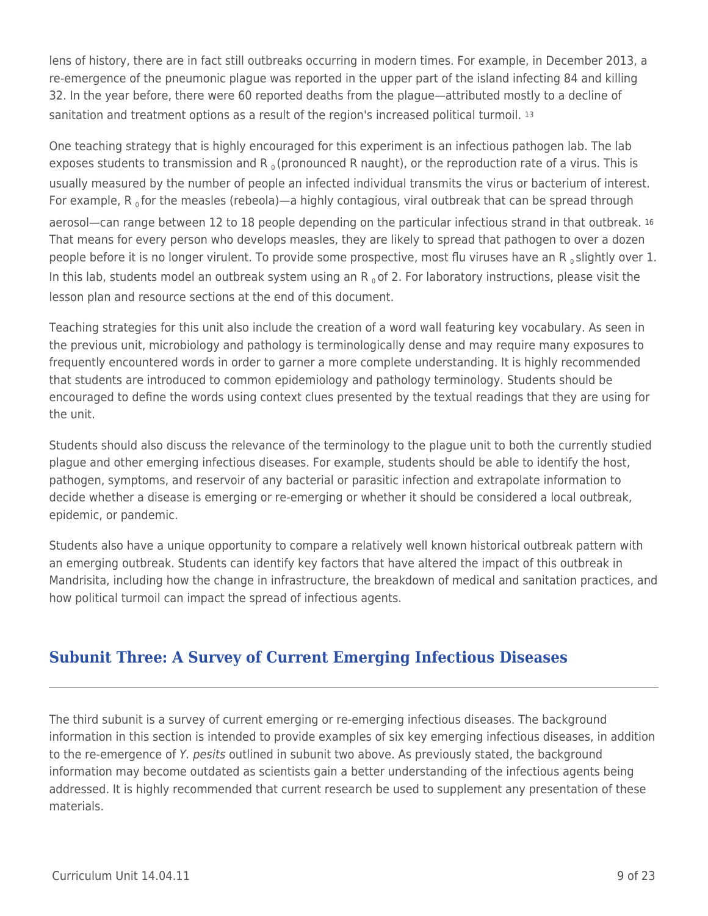lens of history, there are in fact still outbreaks occurring in modern times. For example, in December 2013, a re-emergence of the pneumonic plague was reported in the upper part of the island infecting 84 and killing 32. In the year before, there were 60 reported deaths from the plague—attributed mostly to a decline of sanitation and treatment options as a result of the region's increased political turmoil. [13]

One teaching strategy that is highly encouraged for this experiment is an infectious pathogen lab. The lab exposes students to transmission and $R_0$ (pronounced R naught), or the reproduction rate of a virus. This is usually measured by the number of people an infected individual transmits the virus or bacterium of interest. For example, $R_0$ for the measles (rebeola)—a highly contagious, viral outbreak that can be spread through aerosol—can range between 12 to 18 people depending on the particular infectious strand in that outbreak. [16] That means for every person who develops measles, they are likely to spread that pathogen to over a dozen people before it is no longer virulent. To provide some prospective, most flu viruses have an $R_0$ slightly over 1. In this lab, students model an outbreak system using an $R_0$ of 2. For laboratory instructions, please visit the lesson plan and resource sections at the end of this document.

Teaching strategies for this unit also include the creation of a word wall featuring key vocabulary. As seen in the previous unit, microbiology and pathology is terminologically dense and may require many exposures to frequently encountered words in order to garner a more complete understanding. It is highly recommended that students are introduced to common epidemiology and pathology terminology. Students should be encouraged to define the words using context clues presented by the textual readings that they are using for the unit.

Students should also discuss the relevance of the terminology to the plague unit to both the currently studied plague and other emerging infectious diseases. For example, students should be able to identify the host, pathogen, symptoms, and reservoir of any bacterial or parasitic infection and extrapolate information to decide whether a disease is emerging or re-emerging or whether it should be considered a local outbreak, epidemic, or pandemic.

Students also have a unique opportunity to compare a relatively well known historical outbreak pattern with an emerging outbreak. Students can identify key factors that have altered the impact of this outbreak in Mandrisita, including how the change in infrastructure, the breakdown of medical and sanitation practices, and how political turmoil can impact the spread of infectious agents.

## Subunit Three: A Survey of Current Emerging Infectious Diseases

The third subunit is a survey of current emerging or re-emerging infectious diseases. The background information in this section is intended to provide examples of six key emerging infectious diseases, in addition to the re-emergence of *Y. pesits* outlined in subunit two above. As previously stated, the background information may become outdated as scientists gain a better understanding of the infectious agents being addressed. It is highly recommended that current research be used to supplement any presentation of these materials.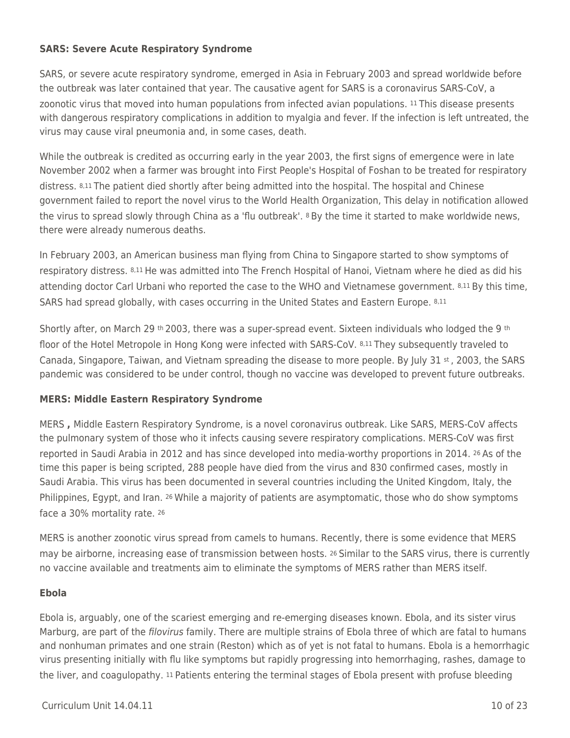**SARS: Severe Acute Respiratory Syndrome**

SARS, or severe acute respiratory syndrome, emerged in Asia in February 2003 and spread worldwide before the outbreak was later contained that year. The causative agent for SARS is a coronavirus SARS-CoV, a zoonotic virus that moved into human populations from infected avian populations. [11] This disease presents with dangerous respiratory complications in addition to myalgia and fever. If the infection is left untreated, the virus may cause viral pneumonia and, in some cases, death.

While the outbreak is credited as occurring early in the year 2003, the first signs of emergence were in late November 2002 when a farmer was brought into First People's Hospital of Foshan to be treated for respiratory distress. [8,11] The patient died shortly after being admitted into the hospital. The hospital and Chinese government failed to report the novel virus to the World Health Organization, This delay in notification allowed the virus to spread slowly through China as a 'flu outbreak'. [8] By the time it started to make worldwide news, there were already numerous deaths.

In February 2003, an American business man flying from China to Singapore started to show symptoms of respiratory distress. [8,11] He was admitted into The French Hospital of Hanoi, Vietnam where he died as did his attending doctor Carl Urbani who reported the case to the WHO and Vietnamese government. [8,11] By this time, SARS had spread globally, with cases occurring in the United States and Eastern Europe. [8,11]

Shortly after, on March 29 th 2003, there was a super-spread event. Sixteen individuals who lodged the 9 th floor of the Hotel Metropole in Hong Kong were infected with SARS-CoV. [8,11] They subsequently traveled to Canada, Singapore, Taiwan, and Vietnam spreading the disease to more people. By July 31 st , 2003, the SARS pandemic was considered to be under control, though no vaccine was developed to prevent future outbreaks.

**MERS: Middle Eastern Respiratory Syndrome**

MERS **,** Middle Eastern Respiratory Syndrome, is a novel coronavirus outbreak. Like SARS, MERS-CoV affects the pulmonary system of those who it infects causing severe respiratory complications. MERS-CoV was first reported in Saudi Arabia in 2012 and has since developed into media-worthy proportions in 2014. [26] As of the time this paper is being scripted, 288 people have died from the virus and 830 confirmed cases, mostly in Saudi Arabia. This virus has been documented in several countries including the United Kingdom, Italy, the Philippines, Egypt, and Iran. [26] While a majority of patients are asymptomatic, those who do show symptoms face a 30% mortality rate. [26]

MERS is another zoonotic virus spread from camels to humans. Recently, there is some evidence that MERS may be airborne, increasing ease of transmission between hosts. [26] Similar to the SARS virus, there is currently no vaccine available and treatments aim to eliminate the symptoms of MERS rather than MERS itself.

**Ebola**

Ebola is, arguably, one of the scariest emerging and re-emerging diseases known. Ebola, and its sister virus Marburg, are part of the *filovirus* family. There are multiple strains of Ebola three of which are fatal to humans and nonhuman primates and one strain (Reston) which as of yet is not fatal to humans. Ebola is a hemorrhagic virus presenting initially with flu like symptoms but rapidly progressing into hemorrhaging, rashes, damage to the liver, and coagulopathy. [11] Patients entering the terminal stages of Ebola present with profuse bleeding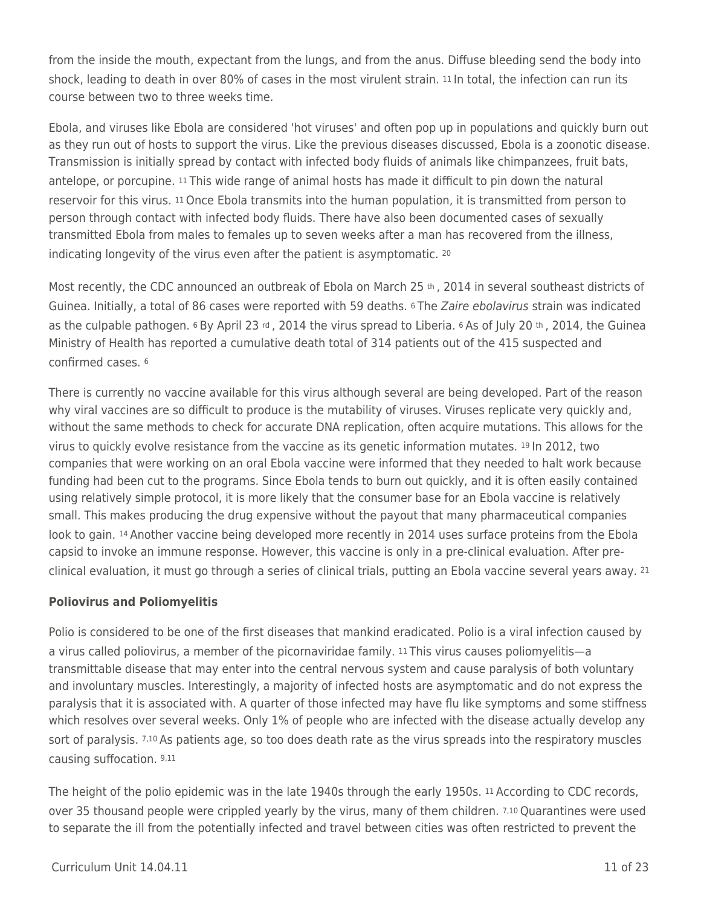from the inside the mouth, expectant from the lungs, and from the anus. Diffuse bleeding send the body into shock, leading to death in over 80% of cases in the most virulent strain. [11] In total, the infection can run its course between two to three weeks time.

Ebola, and viruses like Ebola are considered 'hot viruses' and often pop up in populations and quickly burn out as they run out of hosts to support the virus. Like the previous diseases discussed, Ebola is a zoonotic disease. Transmission is initially spread by contact with infected body fluids of animals like chimpanzees, fruit bats, antelope, or porcupine. [11] This wide range of animal hosts has made it difficult to pin down the natural reservoir for this virus. [11] Once Ebola transmits into the human population, it is transmitted from person to person through contact with infected body fluids. There have also been documented cases of sexually transmitted Ebola from males to females up to seven weeks after a man has recovered from the illness, indicating longevity of the virus even after the patient is asymptomatic. [20]

Most recently, the CDC announced an outbreak of Ebola on March 25 th, 2014 in several southeast districts of Guinea. Initially, a total of 86 cases were reported with 59 deaths. [6] The *Zaire ebolavirus* strain was indicated as the culpable pathogen. [6] By April 23 rd, 2014 the virus spread to Liberia. [6] As of July 20 th, 2014, the Guinea Ministry of Health has reported a cumulative death total of 314 patients out of the 415 suspected and confirmed cases. [6]

There is currently no vaccine available for this virus although several are being developed. Part of the reason why viral vaccines are so difficult to produce is the mutability of viruses. Viruses replicate very quickly and, without the same methods to check for accurate DNA replication, often acquire mutations. This allows for the virus to quickly evolve resistance from the vaccine as its genetic information mutates. [19] In 2012, two companies that were working on an oral Ebola vaccine were informed that they needed to halt work because funding had been cut to the programs. Since Ebola tends to burn out quickly, and it is often easily contained using relatively simple protocol, it is more likely that the consumer base for an Ebola vaccine is relatively small. This makes producing the drug expensive without the payout that many pharmaceutical companies look to gain. [14] Another vaccine being developed more recently in 2014 uses surface proteins from the Ebola capsid to invoke an immune response. However, this vaccine is only in a pre-clinical evaluation. After pre-clinical evaluation, it must go through a series of clinical trials, putting an Ebola vaccine several years away. [21]

**Poliovirus and Poliomyelitis**

Polio is considered to be one of the first diseases that mankind eradicated. Polio is a viral infection caused by a virus called poliovirus, a member of the picornaviridae family. [11] This virus causes poliomyelitis—a transmittable disease that may enter into the central nervous system and cause paralysis of both voluntary and involuntary muscles. Interestingly, a majority of infected hosts are asymptomatic and do not express the paralysis that it is associated with. A quarter of those infected may have flu like symptoms and some stiffness which resolves over several weeks. Only 1% of people who are infected with the disease actually develop any sort of paralysis. [7,10] As patients age, so too does death rate as the virus spreads into the respiratory muscles causing suffocation. [9,11]

The height of the polio epidemic was in the late 1940s through the early 1950s. [11] According to CDC records, over 35 thousand people were crippled yearly by the virus, many of them children. [7,10] Quarantines were used to separate the ill from the potentially infected and travel between cities was often restricted to prevent the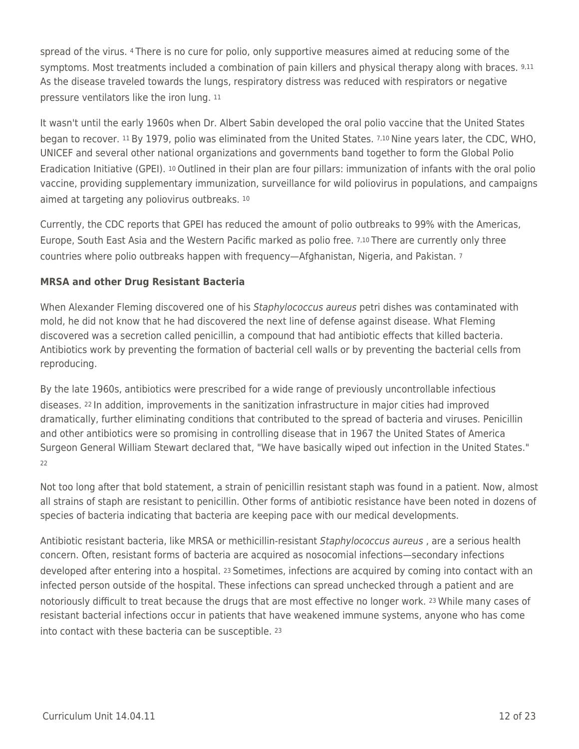spread of the virus. [4] There is no cure for polio, only supportive measures aimed at reducing some of the symptoms. Most treatments included a combination of pain killers and physical therapy along with braces. [9,11] As the disease traveled towards the lungs, respiratory distress was reduced with respirators or negative pressure ventilators like the iron lung. [11]

It wasn't until the early 1960s when Dr. Albert Sabin developed the oral polio vaccine that the United States began to recover. [11] By 1979, polio was eliminated from the United States. [7,10] Nine years later, the CDC, WHO, UNICEF and several other national organizations and governments band together to form the Global Polio Eradication Initiative (GPEI). [10] Outlined in their plan are four pillars: immunization of infants with the oral polio vaccine, providing supplementary immunization, surveillance for wild poliovirus in populations, and campaigns aimed at targeting any poliovirus outbreaks. [10]

Currently, the CDC reports that GPEI has reduced the amount of polio outbreaks to 99% with the Americas, Europe, South East Asia and the Western Pacific marked as polio free. [7,10] There are currently only three countries where polio outbreaks happen with frequency—Afghanistan, Nigeria, and Pakistan. [7]

**MRSA and other Drug Resistant Bacteria**

When Alexander Fleming discovered one of his *Staphylococcus aureus* petri dishes was contaminated with mold, he did not know that he had discovered the next line of defense against disease. What Fleming discovered was a secretion called penicillin, a compound that had antibiotic effects that killed bacteria. Antibiotics work by preventing the formation of bacterial cell walls or by preventing the bacterial cells from reproducing.

By the late 1960s, antibiotics were prescribed for a wide range of previously uncontrollable infectious diseases. [22] In addition, improvements in the sanitization infrastructure in major cities had improved dramatically, further eliminating conditions that contributed to the spread of bacteria and viruses. Penicillin and other antibiotics were so promising in controlling disease that in 1967 the United States of America Surgeon General William Stewart declared that, "We have basically wiped out infection in the United States." [22]

Not too long after that bold statement, a strain of penicillin resistant staph was found in a patient. Now, almost all strains of staph are resistant to penicillin. Other forms of antibiotic resistance have been noted in dozens of species of bacteria indicating that bacteria are keeping pace with our medical developments.

Antibiotic resistant bacteria, like MRSA or methicillin-resistant *Staphylococcus aureus* , are a serious health concern. Often, resistant forms of bacteria are acquired as nosocomial infections—secondary infections developed after entering into a hospital. [23] Sometimes, infections are acquired by coming into contact with an infected person outside of the hospital. These infections can spread unchecked through a patient and are notoriously difficult to treat because the drugs that are most effective no longer work. [23] While many cases of resistant bacterial infections occur in patients that have weakened immune systems, anyone who has come into contact with these bacteria can be susceptible. [23]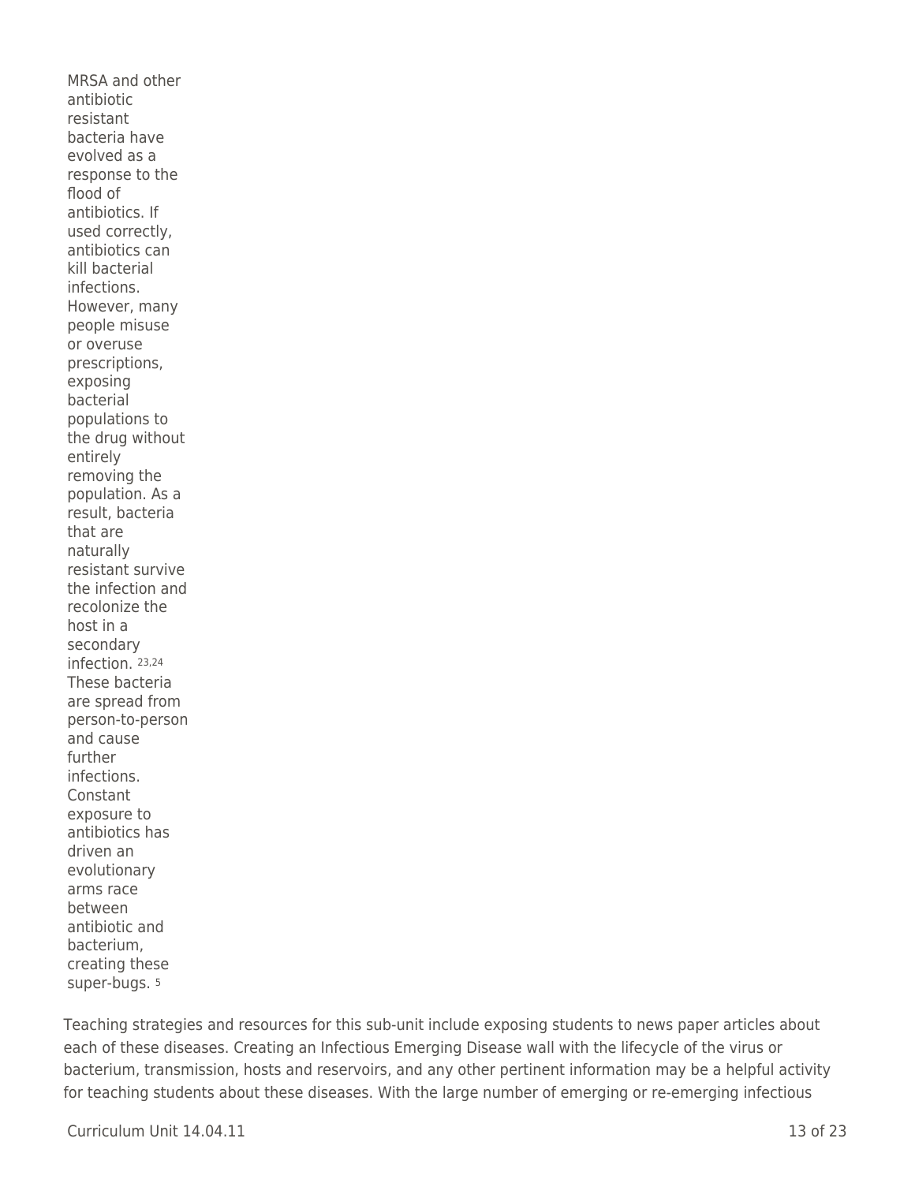MRSA and other antibiotic resistant bacteria have evolved as a response to the flood of antibiotics. If used correctly, antibiotics can kill bacterial infections. However, many people misuse or overuse prescriptions, exposing bacterial populations to the drug without entirely removing the population. As a result, bacteria that are naturally resistant survive the infection and recolonize the host in a secondary infection. [23,24] These bacteria are spread from person-to-person and cause further infections. Constant exposure to antibiotics has driven an evolutionary arms race between antibiotic and bacterium, creating these super-bugs. [5]

Teaching strategies and resources for this sub-unit include exposing students to news paper articles about each of these diseases. Creating an Infectious Emerging Disease wall with the lifecycle of the virus or bacterium, transmission, hosts and reservoirs, and any other pertinent information may be a helpful activity for teaching students about these diseases. With the large number of emerging or re-emerging infectious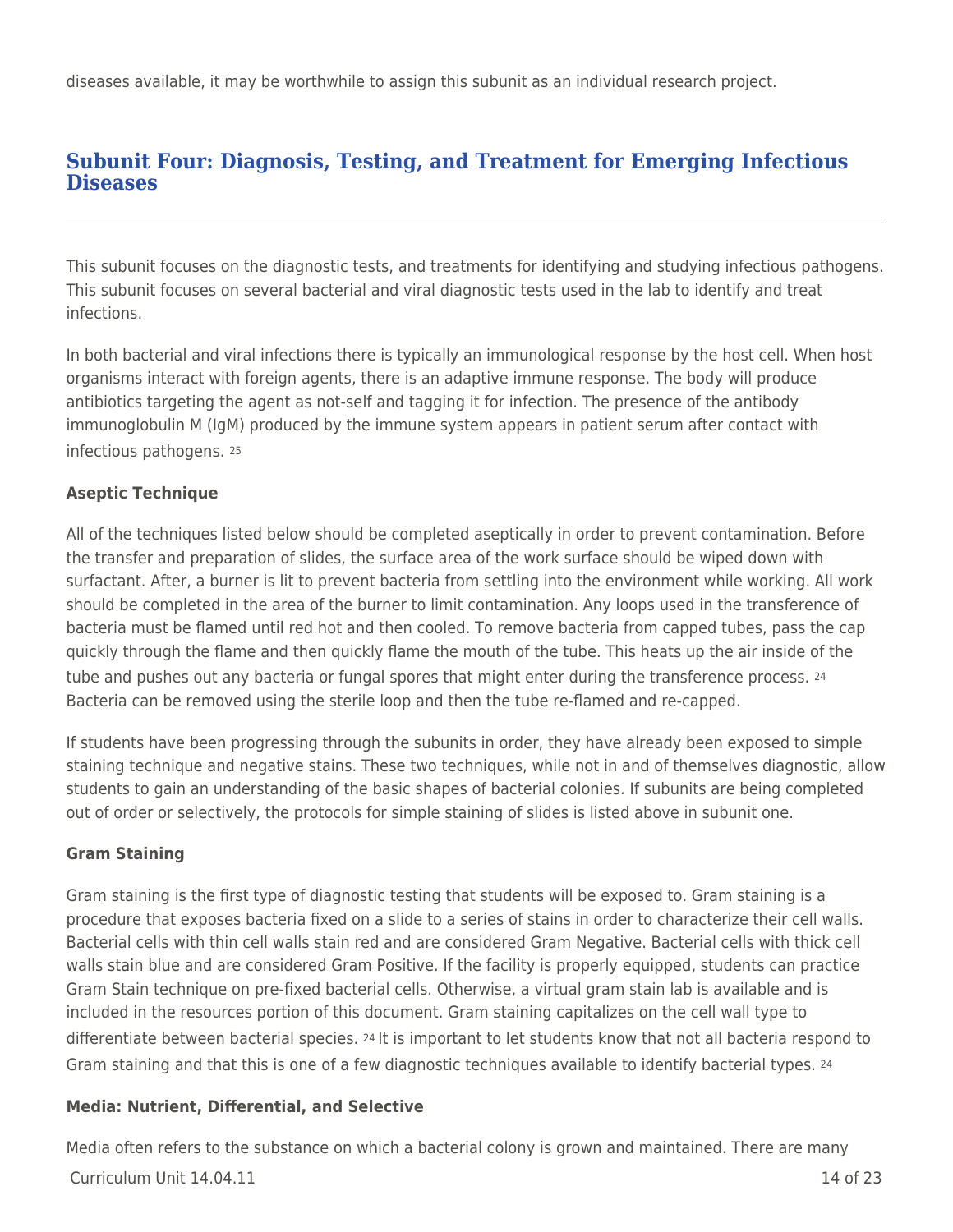diseases available, it may be worthwhile to assign this subunit as an individual research project.

## Subunit Four: Diagnosis, Testing, and Treatment for Emerging Infectious Diseases

This subunit focuses on the diagnostic tests, and treatments for identifying and studying infectious pathogens. This subunit focuses on several bacterial and viral diagnostic tests used in the lab to identify and treat infections.

In both bacterial and viral infections there is typically an immunological response by the host cell. When host organisms interact with foreign agents, there is an adaptive immune response. The body will produce antibiotics targeting the agent as not-self and tagging it for infection. The presence of the antibody immunoglobulin M (IgM) produced by the immune system appears in patient serum after contact with infectious pathogens. [25]

**Aseptic Technique**

All of the techniques listed below should be completed aseptically in order to prevent contamination. Before the transfer and preparation of slides, the surface area of the work surface should be wiped down with surfactant. After, a burner is lit to prevent bacteria from settling into the environment while working. All work should be completed in the area of the burner to limit contamination. Any loops used in the transference of bacteria must be flamed until red hot and then cooled. To remove bacteria from capped tubes, pass the cap quickly through the flame and then quickly flame the mouth of the tube. This heats up the air inside of the tube and pushes out any bacteria or fungal spores that might enter during the transference process. [24] Bacteria can be removed using the sterile loop and then the tube re-flamed and re-capped.

If students have been progressing through the subunits in order, they have already been exposed to simple staining technique and negative stains. These two techniques, while not in and of themselves diagnostic, allow students to gain an understanding of the basic shapes of bacterial colonies. If subunits are being completed out of order or selectively, the protocols for simple staining of slides is listed above in subunit one.

**Gram Staining**

Gram staining is the first type of diagnostic testing that students will be exposed to. Gram staining is a procedure that exposes bacteria fixed on a slide to a series of stains in order to characterize their cell walls. Bacterial cells with thin cell walls stain red and are considered Gram Negative. Bacterial cells with thick cell walls stain blue and are considered Gram Positive. If the facility is properly equipped, students can practice Gram Stain technique on pre-fixed bacterial cells. Otherwise, a virtual gram stain lab is available and is included in the resources portion of this document. Gram staining capitalizes on the cell wall type to differentiate between bacterial species. [24] It is important to let students know that not all bacteria respond to Gram staining and that this is one of a few diagnostic techniques available to identify bacterial types. [24]

**Media: Nutrient, Differential, and Selective**

Media often refers to the substance on which a bacterial colony is grown and maintained. There are many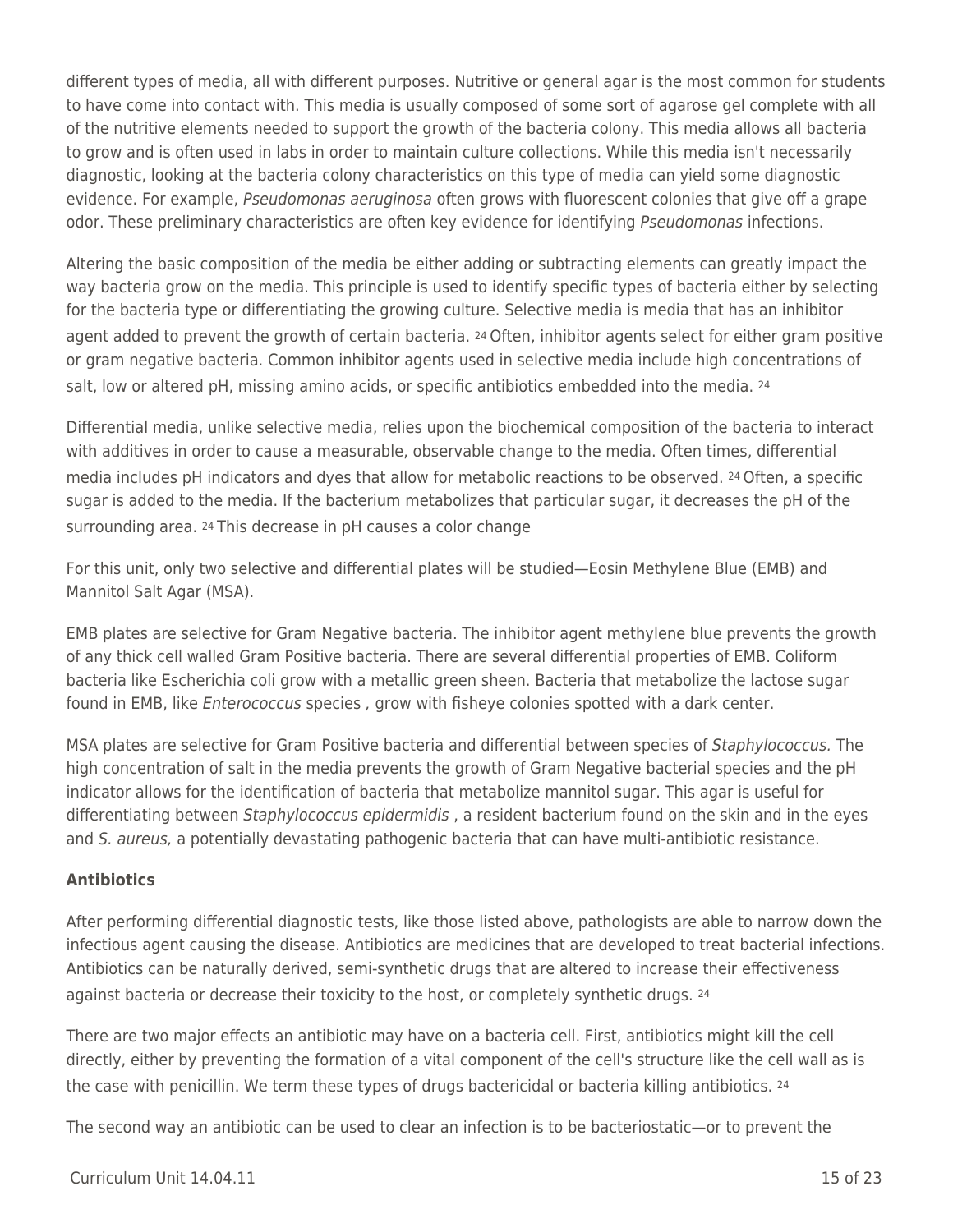different types of media, all with different purposes. Nutritive or general agar is the most common for students to have come into contact with. This media is usually composed of some sort of agarose gel complete with all of the nutritive elements needed to support the growth of the bacteria colony. This media allows all bacteria to grow and is often used in labs in order to maintain culture collections. While this media isn't necessarily diagnostic, looking at the bacteria colony characteristics on this type of media can yield some diagnostic evidence. For example, *Pseudomonas aeruginosa* often grows with fluorescent colonies that give off a grape odor. These preliminary characteristics are often key evidence for identifying *Pseudomonas* infections.

Altering the basic composition of the media be either adding or subtracting elements can greatly impact the way bacteria grow on the media. This principle is used to identify specific types of bacteria either by selecting for the bacteria type or differentiating the growing culture. Selective media is media that has an inhibitor agent added to prevent the growth of certain bacteria. [24] Often, inhibitor agents select for either gram positive or gram negative bacteria. Common inhibitor agents used in selective media include high concentrations of salt, low or altered pH, missing amino acids, or specific antibiotics embedded into the media. [24]

Differential media, unlike selective media, relies upon the biochemical composition of the bacteria to interact with additives in order to cause a measurable, observable change to the media. Often times, differential media includes pH indicators and dyes that allow for metabolic reactions to be observed. [24] Often, a specific sugar is added to the media. If the bacterium metabolizes that particular sugar, it decreases the pH of the surrounding area. [24] This decrease in pH causes a color change

For this unit, only two selective and differential plates will be studied—Eosin Methylene Blue (EMB) and Mannitol Salt Agar (MSA).

EMB plates are selective for Gram Negative bacteria. The inhibitor agent methylene blue prevents the growth of any thick cell walled Gram Positive bacteria. There are several differential properties of EMB. Coliform bacteria like Escherichia coli grow with a metallic green sheen. Bacteria that metabolize the lactose sugar found in EMB, like *Enterococcus* species , grow with fisheye colonies spotted with a dark center.

MSA plates are selective for Gram Positive bacteria and differential between species of *Staphylococcus.* The high concentration of salt in the media prevents the growth of Gram Negative bacterial species and the pH indicator allows for the identification of bacteria that metabolize mannitol sugar. This agar is useful for differentiating between *Staphylococcus epidermidis* , a resident bacterium found on the skin and in the eyes and *S. aureus,* a potentially devastating pathogenic bacteria that can have multi-antibiotic resistance.

**Antibiotics**

After performing differential diagnostic tests, like those listed above, pathologists are able to narrow down the infectious agent causing the disease. Antibiotics are medicines that are developed to treat bacterial infections. Antibiotics can be naturally derived, semi-synthetic drugs that are altered to increase their effectiveness against bacteria or decrease their toxicity to the host, or completely synthetic drugs. [24]

There are two major effects an antibiotic may have on a bacteria cell. First, antibiotics might kill the cell directly, either by preventing the formation of a vital component of the cell's structure like the cell wall as is the case with penicillin. We term these types of drugs bactericidal or bacteria killing antibiotics. [24]

The second way an antibiotic can be used to clear an infection is to be bacteriostatic—or to prevent the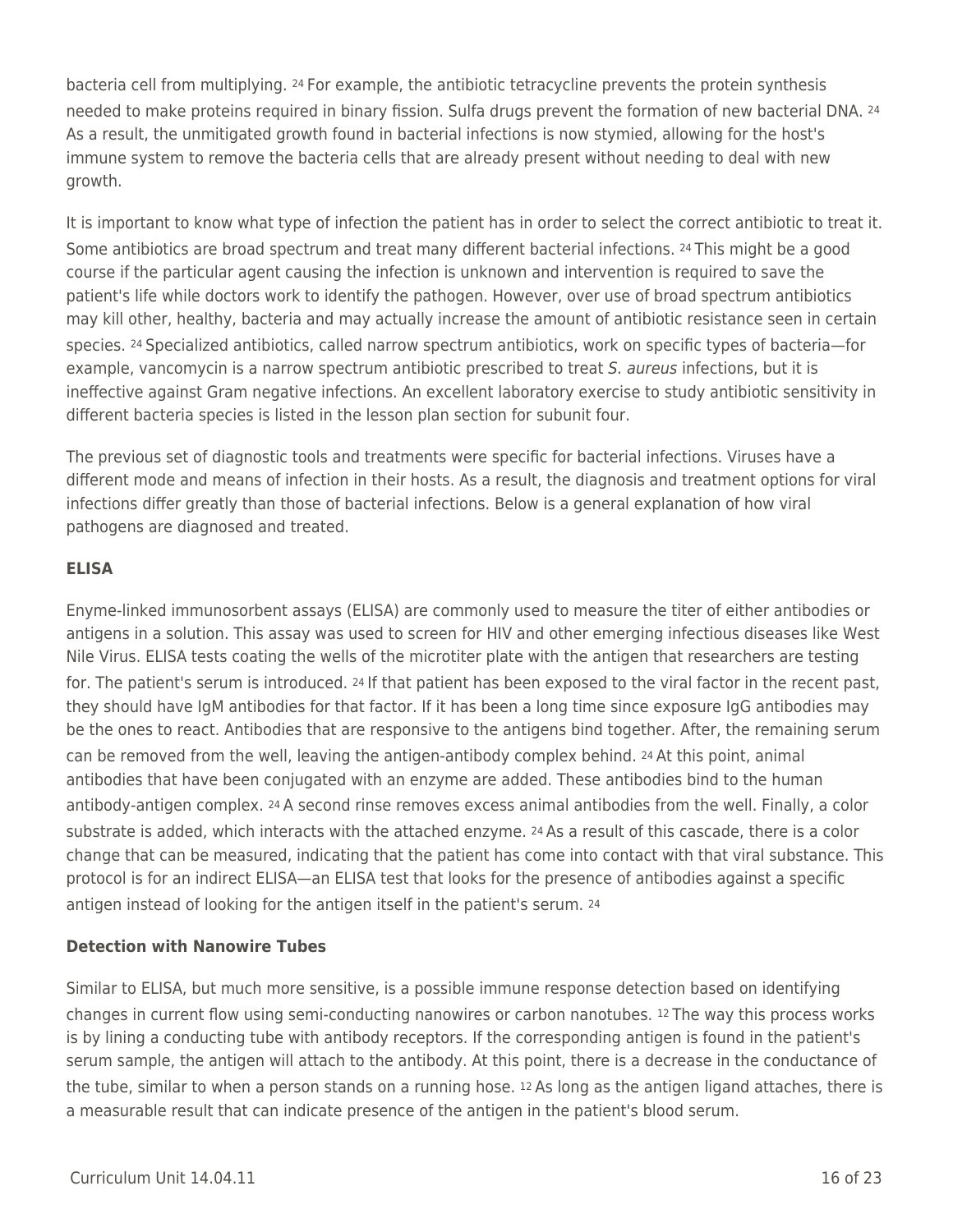bacteria cell from multiplying. [24] For example, the antibiotic tetracycline prevents the protein synthesis needed to make proteins required in binary fission. Sulfa drugs prevent the formation of new bacterial DNA. [24] As a result, the unmitigated growth found in bacterial infections is now stymied, allowing for the host's immune system to remove the bacteria cells that are already present without needing to deal with new growth.

It is important to know what type of infection the patient has in order to select the correct antibiotic to treat it. Some antibiotics are broad spectrum and treat many different bacterial infections. [24] This might be a good course if the particular agent causing the infection is unknown and intervention is required to save the patient's life while doctors work to identify the pathogen. However, over use of broad spectrum antibiotics may kill other, healthy, bacteria and may actually increase the amount of antibiotic resistance seen in certain species. [24] Specialized antibiotics, called narrow spectrum antibiotics, work on specific types of bacteria—for example, vancomycin is a narrow spectrum antibiotic prescribed to treat *S. aureus* infections, but it is ineffective against Gram negative infections. An excellent laboratory exercise to study antibiotic sensitivity in different bacteria species is listed in the lesson plan section for subunit four.

The previous set of diagnostic tools and treatments were specific for bacterial infections. Viruses have a different mode and means of infection in their hosts. As a result, the diagnosis and treatment options for viral infections differ greatly than those of bacterial infections. Below is a general explanation of how viral pathogens are diagnosed and treated.

**ELISA**

Enyme-linked immunosorbent assays (ELISA) are commonly used to measure the titer of either antibodies or antigens in a solution. This assay was used to screen for HIV and other emerging infectious diseases like West Nile Virus. ELISA tests coating the wells of the microtiter plate with the antigen that researchers are testing for. The patient's serum is introduced. [24] If that patient has been exposed to the viral factor in the recent past, they should have IgM antibodies for that factor. If it has been a long time since exposure IgG antibodies may be the ones to react. Antibodies that are responsive to the antigens bind together. After, the remaining serum can be removed from the well, leaving the antigen-antibody complex behind. [24] At this point, animal antibodies that have been conjugated with an enzyme are added. These antibodies bind to the human antibody-antigen complex. [24] A second rinse removes excess animal antibodies from the well. Finally, a color substrate is added, which interacts with the attached enzyme. [24] As a result of this cascade, there is a color change that can be measured, indicating that the patient has come into contact with that viral substance. This protocol is for an indirect ELISA—an ELISA test that looks for the presence of antibodies against a specific antigen instead of looking for the antigen itself in the patient's serum. [24]

**Detection with Nanowire Tubes**

Similar to ELISA, but much more sensitive, is a possible immune response detection based on identifying changes in current flow using semi-conducting nanowires or carbon nanotubes. [12] The way this process works is by lining a conducting tube with antibody receptors. If the corresponding antigen is found in the patient's serum sample, the antigen will attach to the antibody. At this point, there is a decrease in the conductance of the tube, similar to when a person stands on a running hose. [12] As long as the antigen ligand attaches, there is a measurable result that can indicate presence of the antigen in the patient's blood serum.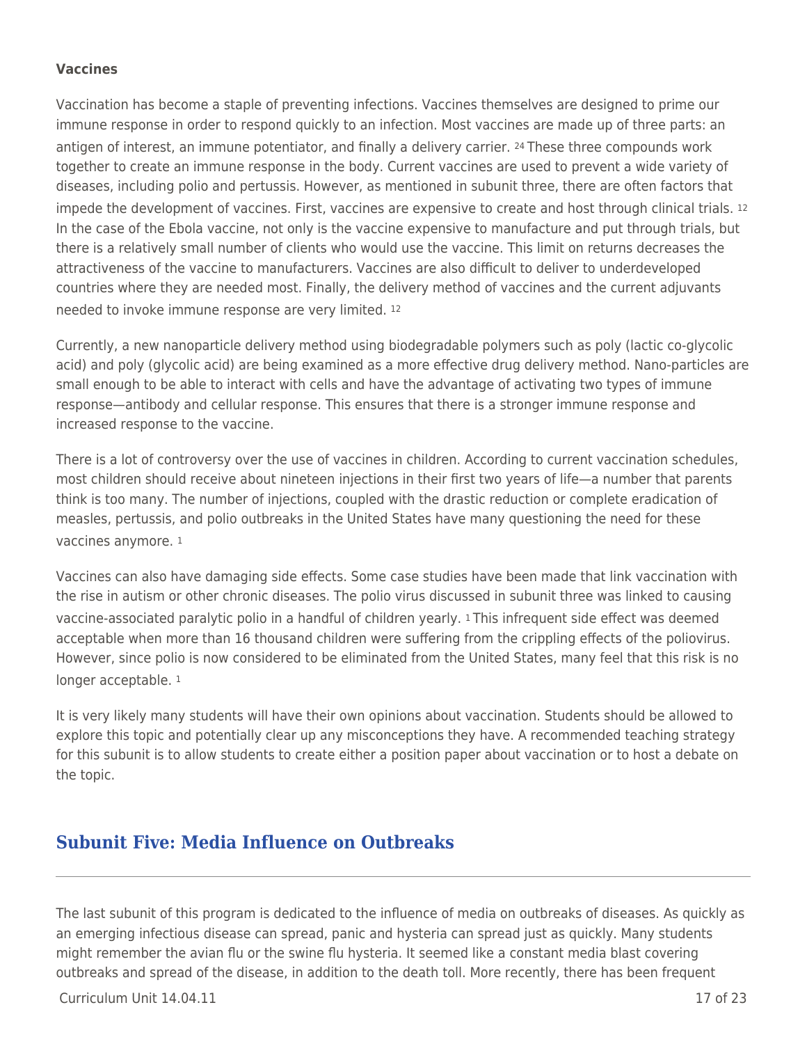**Vaccines**

Vaccination has become a staple of preventing infections. Vaccines themselves are designed to prime our immune response in order to respond quickly to an infection. Most vaccines are made up of three parts: an antigen of interest, an immune potentiator, and finally a delivery carrier. [24] These three compounds work together to create an immune response in the body. Current vaccines are used to prevent a wide variety of diseases, including polio and pertussis. However, as mentioned in subunit three, there are often factors that impede the development of vaccines. First, vaccines are expensive to create and host through clinical trials. [12] In the case of the Ebola vaccine, not only is the vaccine expensive to manufacture and put through trials, but there is a relatively small number of clients who would use the vaccine. This limit on returns decreases the attractiveness of the vaccine to manufacturers. Vaccines are also difficult to deliver to underdeveloped countries where they are needed most. Finally, the delivery method of vaccines and the current adjuvants needed to invoke immune response are very limited. [12]

Currently, a new nanoparticle delivery method using biodegradable polymers such as poly (lactic co-glycolic acid) and poly (glycolic acid) are being examined as a more effective drug delivery method. Nano-particles are small enough to be able to interact with cells and have the advantage of activating two types of immune response—antibody and cellular response. This ensures that there is a stronger immune response and increased response to the vaccine.

There is a lot of controversy over the use of vaccines in children. According to current vaccination schedules, most children should receive about nineteen injections in their first two years of life—a number that parents think is too many. The number of injections, coupled with the drastic reduction or complete eradication of measles, pertussis, and polio outbreaks in the United States have many questioning the need for these vaccines anymore. [1]

Vaccines can also have damaging side effects. Some case studies have been made that link vaccination with the rise in autism or other chronic diseases. The polio virus discussed in subunit three was linked to causing vaccine-associated paralytic polio in a handful of children yearly. [1] This infrequent side effect was deemed acceptable when more than 16 thousand children were suffering from the crippling effects of the poliovirus. However, since polio is now considered to be eliminated from the United States, many feel that this risk is no longer acceptable. [1]

It is very likely many students will have their own opinions about vaccination. Students should be allowed to explore this topic and potentially clear up any misconceptions they have. A recommended teaching strategy for this subunit is to allow students to create either a position paper about vaccination or to host a debate on the topic.

## Subunit Five: Media Influence on Outbreaks

The last subunit of this program is dedicated to the influence of media on outbreaks of diseases. As quickly as an emerging infectious disease can spread, panic and hysteria can spread just as quickly. Many students might remember the avian flu or the swine flu hysteria. It seemed like a constant media blast covering outbreaks and spread of the disease, in addition to the death toll. More recently, there has been frequent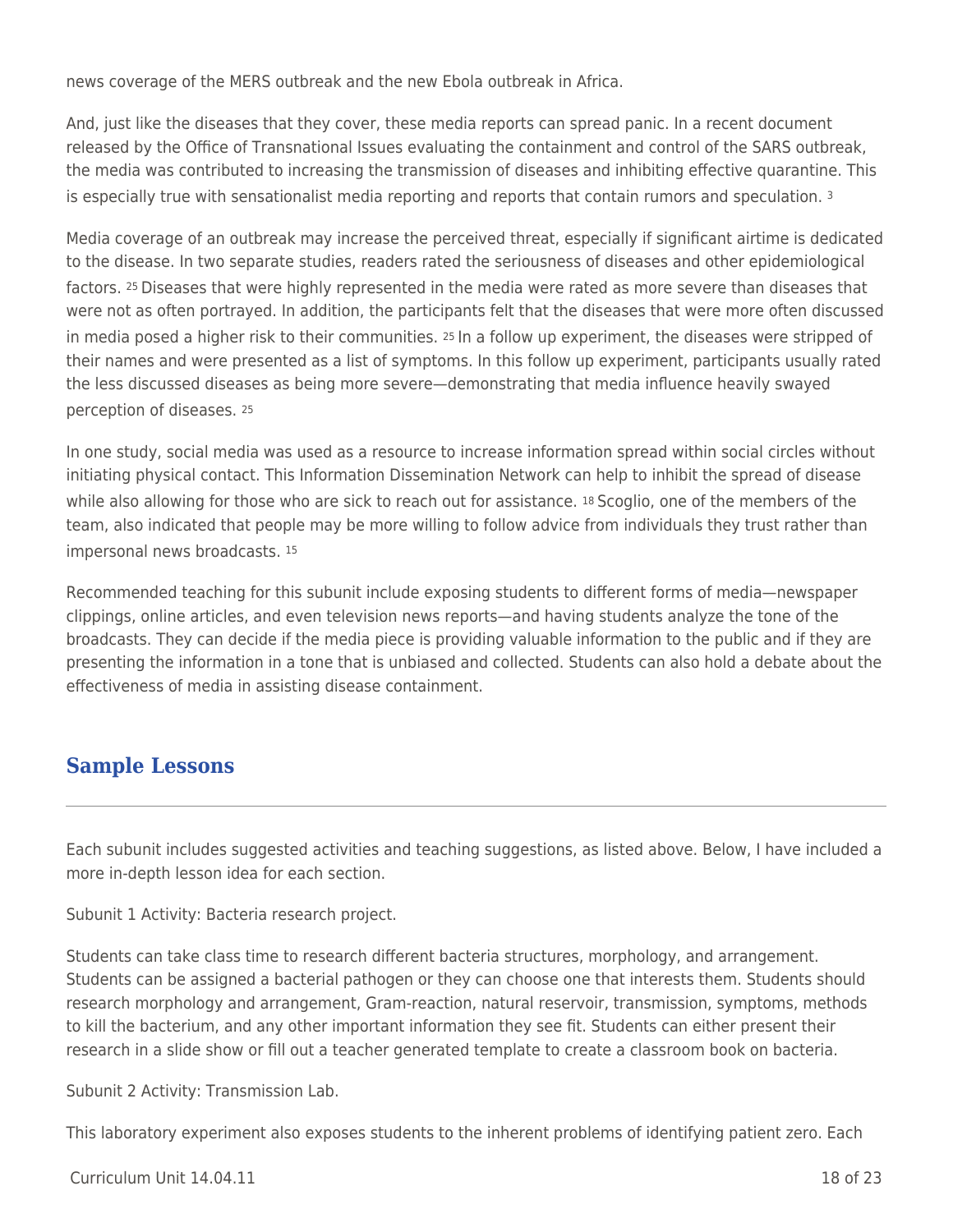news coverage of the MERS outbreak and the new Ebola outbreak in Africa.

And, just like the diseases that they cover, these media reports can spread panic. In a recent document released by the Office of Transnational Issues evaluating the containment and control of the SARS outbreak, the media was contributed to increasing the transmission of diseases and inhibiting effective quarantine. This is especially true with sensationalist media reporting and reports that contain rumors and speculation. [3]

Media coverage of an outbreak may increase the perceived threat, especially if significant airtime is dedicated to the disease. In two separate studies, readers rated the seriousness of diseases and other epidemiological factors. [25] Diseases that were highly represented in the media were rated as more severe than diseases that were not as often portrayed. In addition, the participants felt that the diseases that were more often discussed in media posed a higher risk to their communities. [25] In a follow up experiment, the diseases were stripped of their names and were presented as a list of symptoms. In this follow up experiment, participants usually rated the less discussed diseases as being more severe—demonstrating that media influence heavily swayed perception of diseases. [25]

In one study, social media was used as a resource to increase information spread within social circles without initiating physical contact. This Information Dissemination Network can help to inhibit the spread of disease while also allowing for those who are sick to reach out for assistance. [18] Scoglio, one of the members of the team, also indicated that people may be more willing to follow advice from individuals they trust rather than impersonal news broadcasts. [15]

Recommended teaching for this subunit include exposing students to different forms of media—newspaper clippings, online articles, and even television news reports—and having students analyze the tone of the broadcasts. They can decide if the media piece is providing valuable information to the public and if they are presenting the information in a tone that is unbiased and collected. Students can also hold a debate about the effectiveness of media in assisting disease containment.

## Sample Lessons

Each subunit includes suggested activities and teaching suggestions, as listed above. Below, I have included a more in-depth lesson idea for each section.

Subunit 1 Activity: Bacteria research project.

Students can take class time to research different bacteria structures, morphology, and arrangement. Students can be assigned a bacterial pathogen or they can choose one that interests them. Students should research morphology and arrangement, Gram-reaction, natural reservoir, transmission, symptoms, methods to kill the bacterium, and any other important information they see fit. Students can either present their research in a slide show or fill out a teacher generated template to create a classroom book on bacteria.

Subunit 2 Activity: Transmission Lab.

This laboratory experiment also exposes students to the inherent problems of identifying patient zero. Each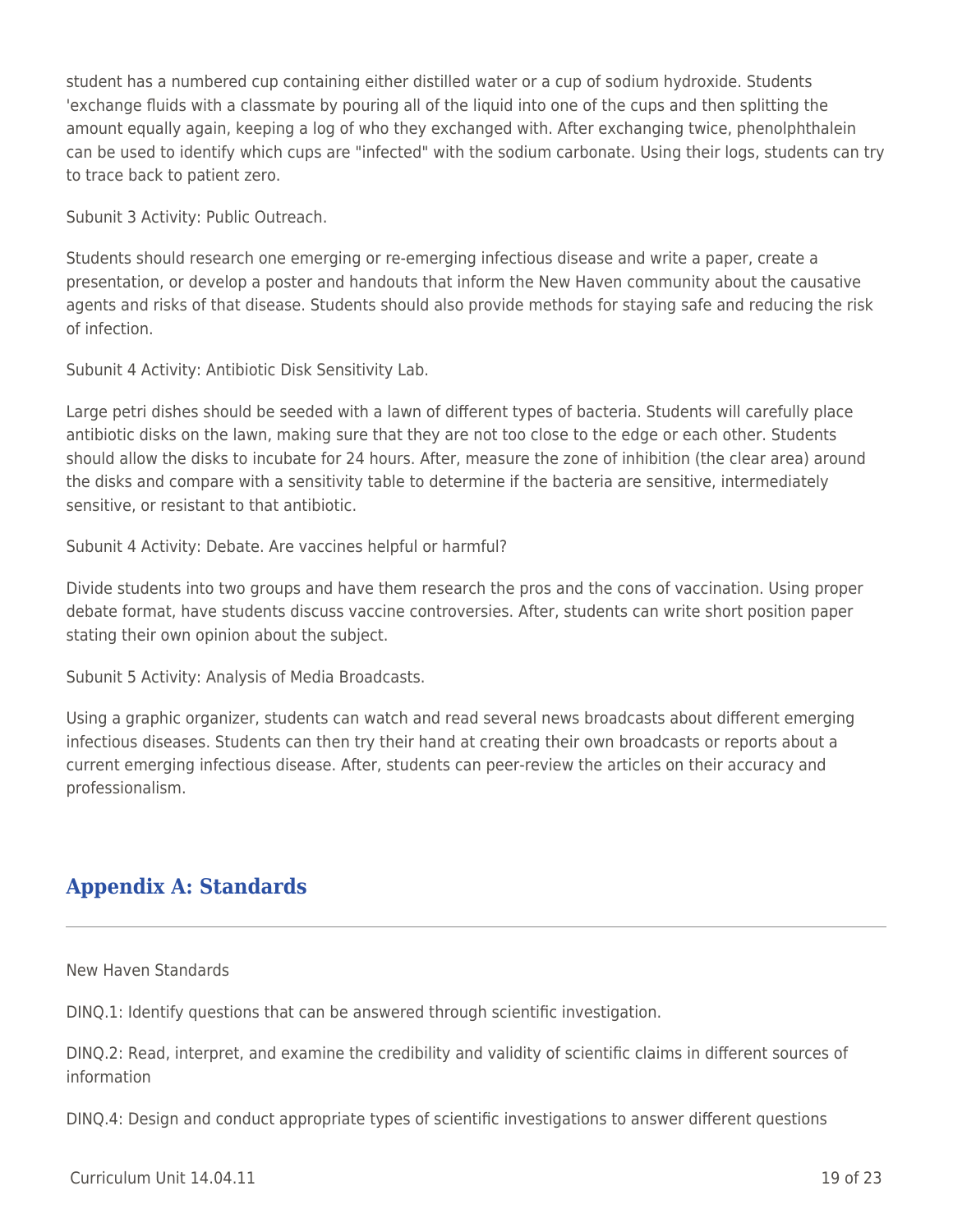student has a numbered cup containing either distilled water or a cup of sodium hydroxide. Students 'exchange fluids with a classmate by pouring all of the liquid into one of the cups and then splitting the amount equally again, keeping a log of who they exchanged with. After exchanging twice, phenolphthalein can be used to identify which cups are "infected" with the sodium carbonate. Using their logs, students can try to trace back to patient zero.

Subunit 3 Activity: Public Outreach.

Students should research one emerging or re-emerging infectious disease and write a paper, create a presentation, or develop a poster and handouts that inform the New Haven community about the causative agents and risks of that disease. Students should also provide methods for staying safe and reducing the risk of infection.

Subunit 4 Activity: Antibiotic Disk Sensitivity Lab.

Large petri dishes should be seeded with a lawn of different types of bacteria. Students will carefully place antibiotic disks on the lawn, making sure that they are not too close to the edge or each other. Students should allow the disks to incubate for 24 hours. After, measure the zone of inhibition (the clear area) around the disks and compare with a sensitivity table to determine if the bacteria are sensitive, intermediately sensitive, or resistant to that antibiotic.

Subunit 4 Activity: Debate. Are vaccines helpful or harmful?

Divide students into two groups and have them research the pros and the cons of vaccination. Using proper debate format, have students discuss vaccine controversies. After, students can write short position paper stating their own opinion about the subject.

Subunit 5 Activity: Analysis of Media Broadcasts.

Using a graphic organizer, students can watch and read several news broadcasts about different emerging infectious diseases. Students can then try their hand at creating their own broadcasts or reports about a current emerging infectious disease. After, students can peer-review the articles on their accuracy and professionalism.

## Appendix A: Standards

New Haven Standards

DINQ.1: Identify questions that can be answered through scientific investigation.

DINQ.2: Read, interpret, and examine the credibility and validity of scientific claims in different sources of information

DINQ.4: Design and conduct appropriate types of scientific investigations to answer different questions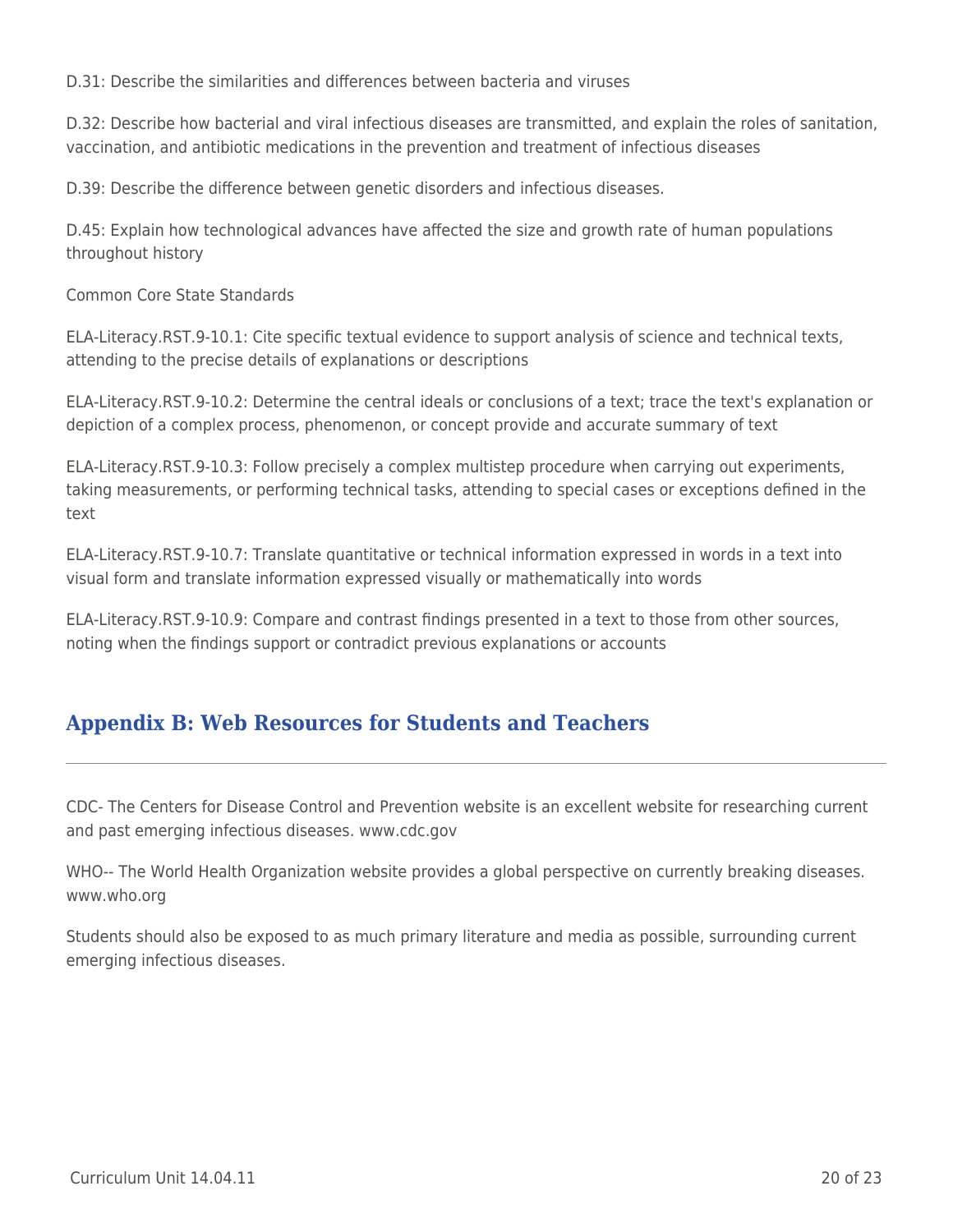D.31: Describe the similarities and differences between bacteria and viruses

D.32: Describe how bacterial and viral infectious diseases are transmitted, and explain the roles of sanitation, vaccination, and antibiotic medications in the prevention and treatment of infectious diseases

D.39: Describe the difference between genetic disorders and infectious diseases.

D.45: Explain how technological advances have affected the size and growth rate of human populations throughout history

Common Core State Standards

ELA-Literacy.RST.9-10.1: Cite specific textual evidence to support analysis of science and technical texts, attending to the precise details of explanations or descriptions

ELA-Literacy.RST.9-10.2: Determine the central ideals or conclusions of a text; trace the text's explanation or depiction of a complex process, phenomenon, or concept provide and accurate summary of text

ELA-Literacy.RST.9-10.3: Follow precisely a complex multistep procedure when carrying out experiments, taking measurements, or performing technical tasks, attending to special cases or exceptions defined in the text

ELA-Literacy.RST.9-10.7: Translate quantitative or technical information expressed in words in a text into visual form and translate information expressed visually or mathematically into words

ELA-Literacy.RST.9-10.9: Compare and contrast findings presented in a text to those from other sources, noting when the findings support or contradict previous explanations or accounts

## Appendix B: Web Resources for Students and Teachers

CDC- The Centers for Disease Control and Prevention website is an excellent website for researching current and past emerging infectious diseases. www.cdc.gov

WHO-- The World Health Organization website provides a global perspective on currently breaking diseases. www.who.org

Students should also be exposed to as much primary literature and media as possible, surrounding current emerging infectious diseases.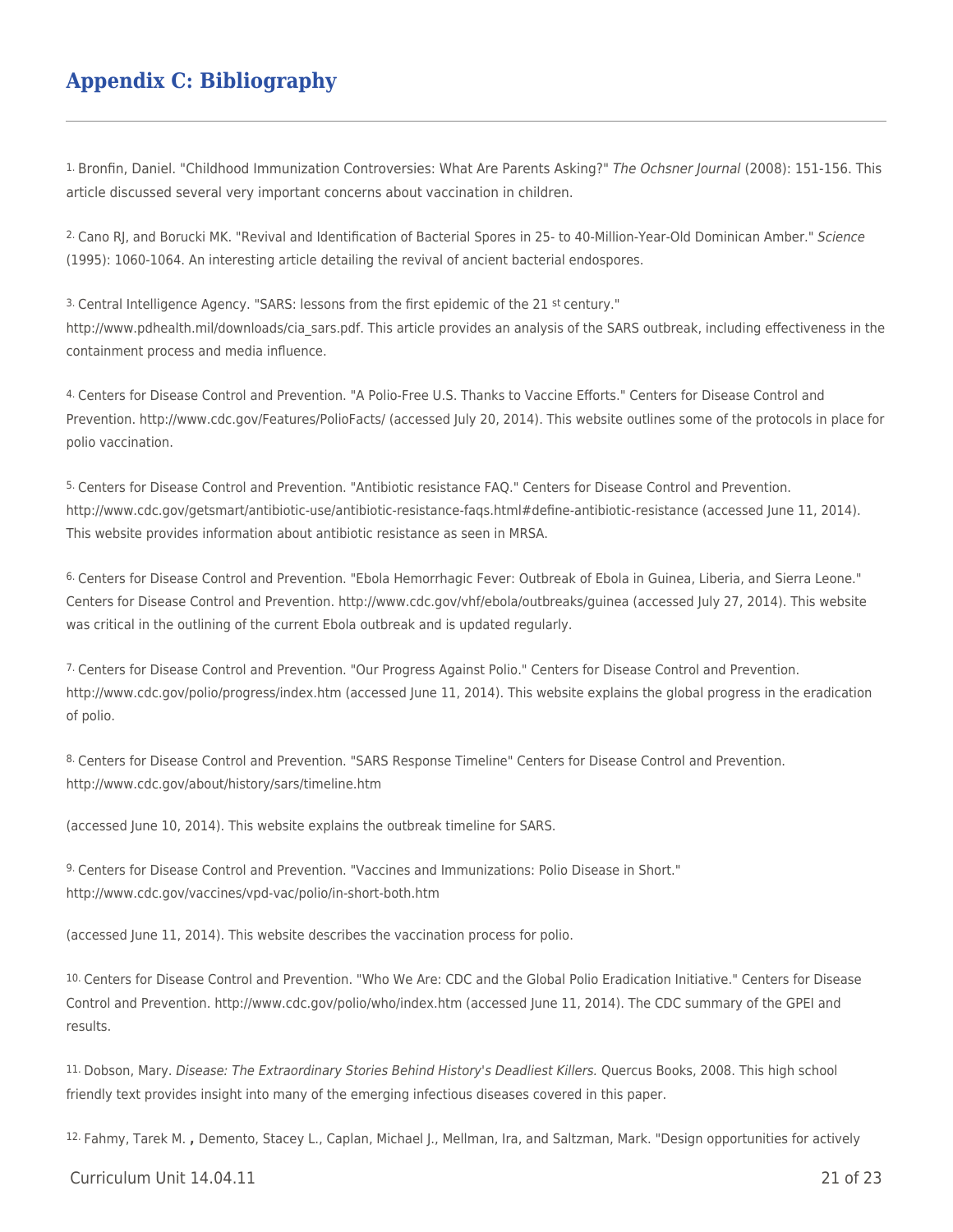## Appendix C: Bibliography

1. Bronfin, Daniel. "Childhood Immunization Controversies: What Are Parents Asking?" *The Ochsner Journal* (2008): 151-156. This article discussed several very important concerns about vaccination in children.

2. Cano RJ, and Borucki MK. "Revival and Identification of Bacterial Spores in 25- to 40-Million-Year-Old Dominican Amber." *Science* (1995): 1060-1064. An interesting article detailing the revival of ancient bacterial endospores.

3. Central Intelligence Agency. "SARS: lessons from the first epidemic of the 21 st century." http://www.pdhealth.mil/downloads/cia_sars.pdf. This article provides an analysis of the SARS outbreak, including effectiveness in the containment process and media influence.

4. Centers for Disease Control and Prevention. "A Polio-Free U.S. Thanks to Vaccine Efforts." Centers for Disease Control and Prevention. http://www.cdc.gov/Features/PolioFacts/ (accessed July 20, 2014). This website outlines some of the protocols in place for polio vaccination.

5. Centers for Disease Control and Prevention. "Antibiotic resistance FAQ." Centers for Disease Control and Prevention. http://www.cdc.gov/getsmart/antibiotic-use/antibiotic-resistance-faqs.html#define-antibiotic-resistance (accessed June 11, 2014). This website provides information about antibiotic resistance as seen in MRSA.

6. Centers for Disease Control and Prevention. "Ebola Hemorrhagic Fever: Outbreak of Ebola in Guinea, Liberia, and Sierra Leone." Centers for Disease Control and Prevention. http://www.cdc.gov/vhf/ebola/outbreaks/guinea (accessed July 27, 2014). This website was critical in the outlining of the current Ebola outbreak and is updated regularly.

7. Centers for Disease Control and Prevention. "Our Progress Against Polio." Centers for Disease Control and Prevention. http://www.cdc.gov/polio/progress/index.htm (accessed June 11, 2014). This website explains the global progress in the eradication of polio.

8. Centers for Disease Control and Prevention. "SARS Response Timeline" Centers for Disease Control and Prevention. http://www.cdc.gov/about/history/sars/timeline.htm

(accessed June 10, 2014). This website explains the outbreak timeline for SARS.

9. Centers for Disease Control and Prevention. "Vaccines and Immunizations: Polio Disease in Short." http://www.cdc.gov/vaccines/vpd-vac/polio/in-short-both.htm

(accessed June 11, 2014). This website describes the vaccination process for polio.

10. Centers for Disease Control and Prevention. "Who We Are: CDC and the Global Polio Eradication Initiative." Centers for Disease Control and Prevention. http://www.cdc.gov/polio/who/index.htm (accessed June 11, 2014). The CDC summary of the GPEI and results.

11. Dobson, Mary. *Disease: The Extraordinary Stories Behind History's Deadliest Killers.* Quercus Books, 2008. This high school friendly text provides insight into many of the emerging infectious diseases covered in this paper.

12. Fahmy, Tarek M. **,** Demento, Stacey L., Caplan, Michael J., Mellman, Ira, and Saltzman, Mark. "Design opportunities for actively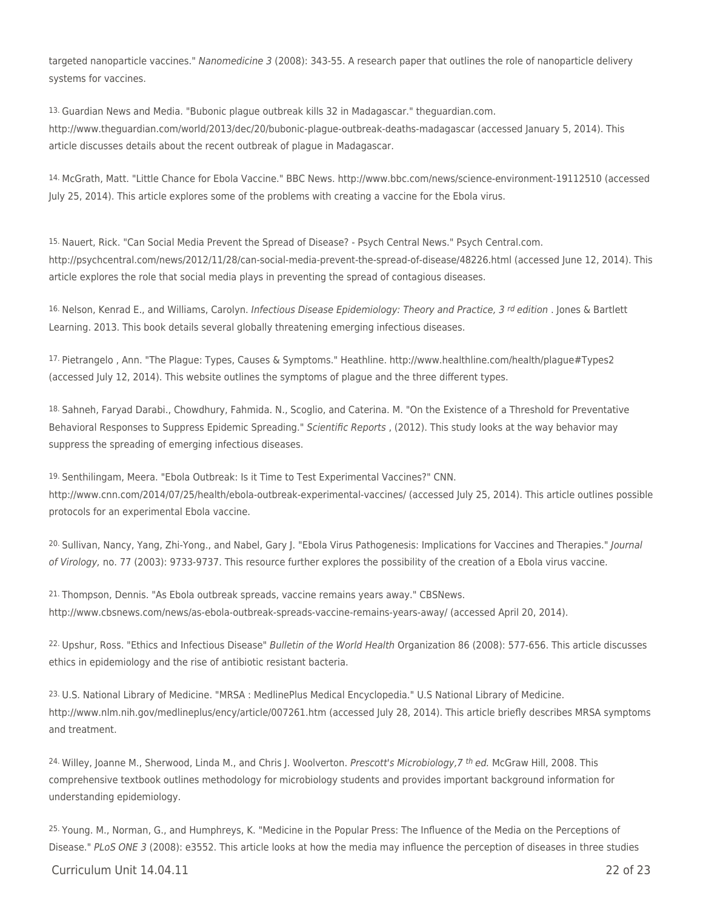targeted nanoparticle vaccines." *Nanomedicine 3* (2008): 343-55. A research paper that outlines the role of nanoparticle delivery systems for vaccines.

13. Guardian News and Media. "Bubonic plague outbreak kills 32 in Madagascar." theguardian.com. http://www.theguardian.com/world/2013/dec/20/bubonic-plague-outbreak-deaths-madagascar (accessed January 5, 2014). This article discusses details about the recent outbreak of plague in Madagascar.

14. McGrath, Matt. "Little Chance for Ebola Vaccine." BBC News. http://www.bbc.com/news/science-environment-19112510 (accessed July 25, 2014). This article explores some of the problems with creating a vaccine for the Ebola virus.

15. Nauert, Rick. "Can Social Media Prevent the Spread of Disease? - Psych Central News." Psych Central.com. http://psychcentral.com/news/2012/11/28/can-social-media-prevent-the-spread-of-disease/48226.html (accessed June 12, 2014). This article explores the role that social media plays in preventing the spread of contagious diseases.

16. Nelson, Kenrad E., and Williams, Carolyn. *Infectious Disease Epidemiology: Theory and Practice, 3 rd edition* . Jones & Bartlett Learning. 2013. This book details several globally threatening emerging infectious diseases.

17. Pietrangelo , Ann. "The Plague: Types, Causes & Symptoms." Heathline. http://www.healthline.com/health/plague#Types2 (accessed July 12, 2014). This website outlines the symptoms of plague and the three different types.

18. Sahneh, Faryad Darabi., Chowdhury, Fahmida. N., Scoglio, and Caterina. M. "On the Existence of a Threshold for Preventative Behavioral Responses to Suppress Epidemic Spreading." *Scientific Reports* , (2012). This study looks at the way behavior may suppress the spreading of emerging infectious diseases.

19. Senthilingam, Meera. "Ebola Outbreak: Is it Time to Test Experimental Vaccines?" CNN. http://www.cnn.com/2014/07/25/health/ebola-outbreak-experimental-vaccines/ (accessed July 25, 2014). This article outlines possible protocols for an experimental Ebola vaccine.

20. Sullivan, Nancy, Yang, Zhi-Yong., and Nabel, Gary J. "Ebola Virus Pathogenesis: Implications for Vaccines and Therapies." *Journal of Virology,* no. 77 (2003): 9733-9737. This resource further explores the possibility of the creation of a Ebola virus vaccine.

21. Thompson, Dennis. "As Ebola outbreak spreads, vaccine remains years away." CBSNews. http://www.cbsnews.com/news/as-ebola-outbreak-spreads-vaccine-remains-years-away/ (accessed April 20, 2014).

22. Upshur, Ross. "Ethics and Infectious Disease" *Bulletin of the World Health* Organization 86 (2008): 577-656. This article discusses ethics in epidemiology and the rise of antibiotic resistant bacteria.

23. U.S. National Library of Medicine. "MRSA : MedlinePlus Medical Encyclopedia." U.S National Library of Medicine. http://www.nlm.nih.gov/medlineplus/ency/article/007261.htm (accessed July 28, 2014). This article briefly describes MRSA symptoms and treatment.

24. Willey, Joanne M., Sherwood, Linda M., and Chris J. Woolverton. *Prescott's Microbiology,7 th ed.* McGraw Hill, 2008. This comprehensive textbook outlines methodology for microbiology students and provides important background information for understanding epidemiology.

25. Young. M., Norman, G., and Humphreys, K. "Medicine in the Popular Press: The Influence of the Media on the Perceptions of Disease." *PLoS ONE 3* (2008): e3552. This article looks at how the media may influence the perception of diseases in three studies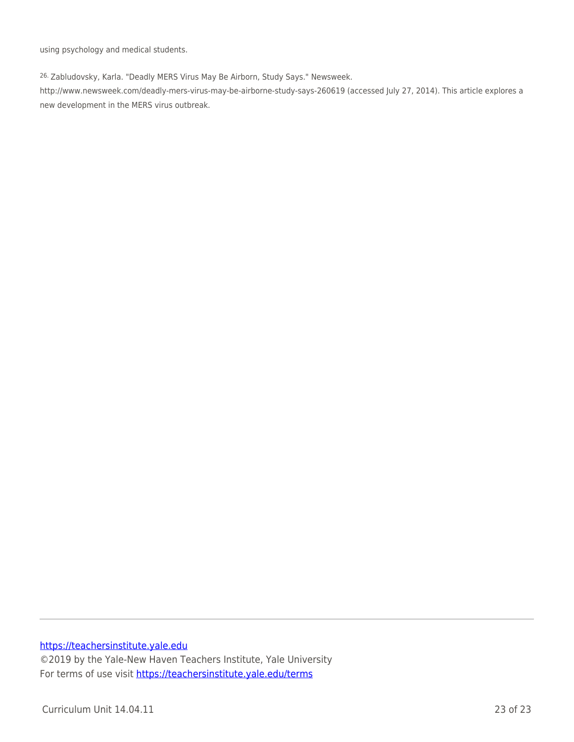using psychology and medical students.

[26] Zabludovsky, Karla. "Deadly MERS Virus May Be Airborn, Study Says." Newsweek. http://www.newsweek.com/deadly-mers-virus-may-be-airborne-study-says-260619 (accessed July 27, 2014). This article explores a new development in the MERS virus outbreak.

https://teachersinstitute.yale.edu
©2019 by the Yale-New Haven Teachers Institute, Yale University
For terms of use visit https://teachersinstitute.yale.edu/terms